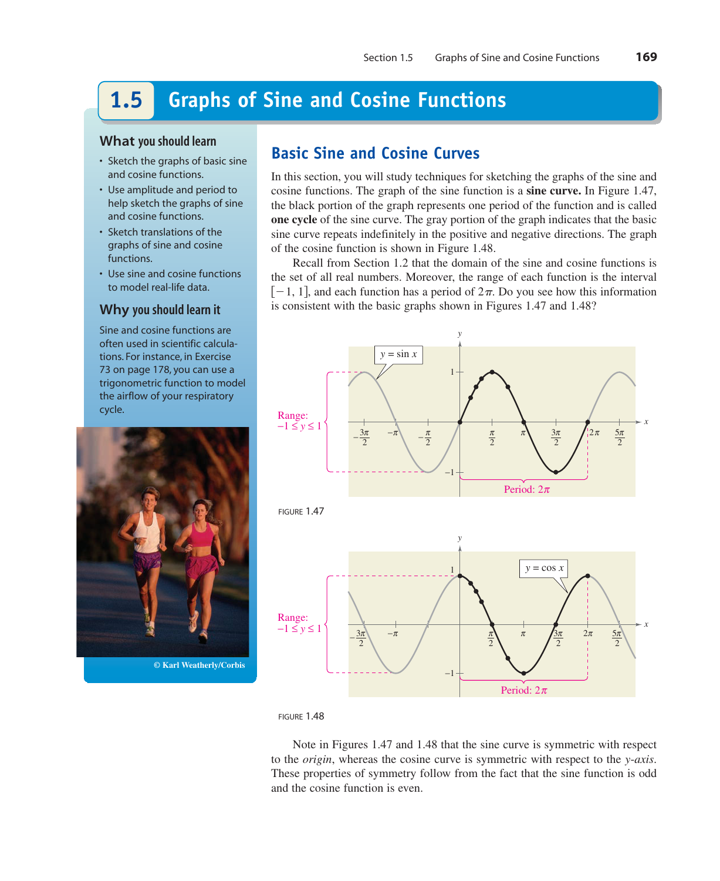# 1.5 Graphs of Sine and Cosine Functions

## What you should learn

- Sketch the graphs of basic sine and cosine functions.
- Use amplitude and period to help sketch the graphs of sine and cosine functions.
- Sketch translations of the graphs of sine and cosine functions.
- Use sine and cosine functions to model real-life data.

## Why you should learn it

Sine and cosine functions are often used in scientific calculations. For instance, in Exercise 73 on page 178, you can use a trigonometric function to model the airflow of your respiratory cycle.

© Karl Weatherly/Corbis

## Basic Sine and Cosine Curves

In this section, you will study techniques for sketching the graphs of the sine and cosine functions. The graph of the sine function is a **sine curve.** In Figure 1.47, the black portion of the graph represents one period of the function and is called **one cycle** of the sine curve. The gray portion of the graph indicates that the basic sine curve repeats indefinitely in the positive and negative directions. The graph of the cosine function is shown in Figure 1.48.

Recall from Section 1.2 that the domain of the sine and cosine functions is the set of all real numbers. Moreover, the range of each function is the interval $[-1, 1]$, and each function has a period of $2\pi$. Do you see how this information is consistent with the basic graphs shown in Figures 1.47 and 1.48?

FIGURE 1.47

FIGURE 1.48

Note in Figures 1.47 and 1.48 that the sine curve is symmetric with respect to the *origin*, whereas the cosine curve is symmetric with respect to the *y-axis*. These properties of symmetry follow from the fact that the sine function is odd and the cosine function is even.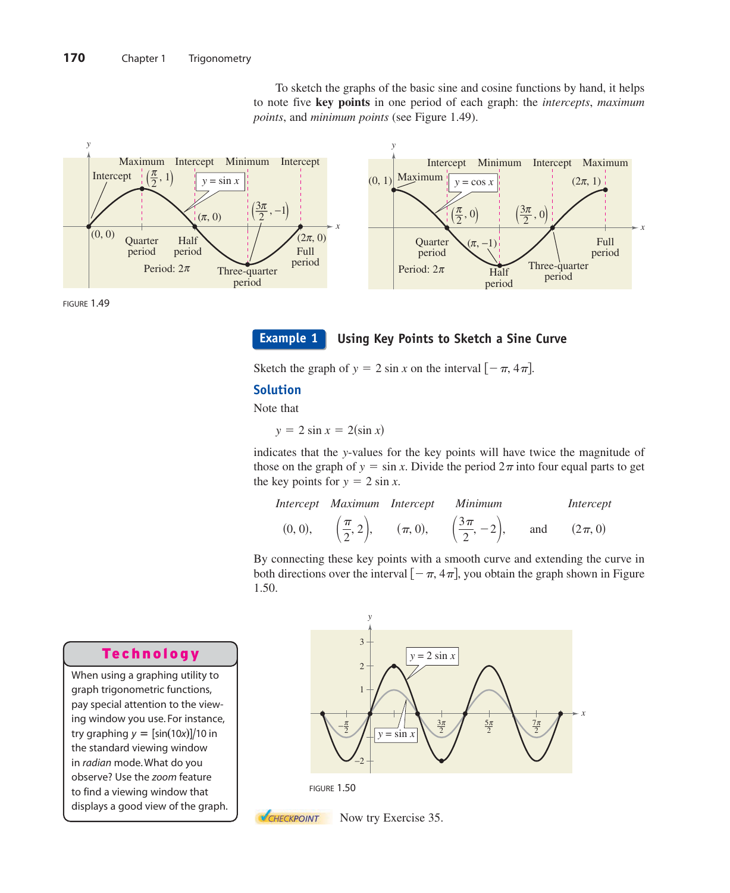To sketch the graphs of the basic sine and cosine functions by hand, it helps to note five **key points** in one period of each graph: the *intercepts*, *maximum points*, and *minimum points* (see Figure 1.49).

FIGURE 1.49

## Example 1 Using Key Points to Sketch a Sine Curve

Sketch the graph of $y = 2 \sin x$ on the interval $[-\pi, 4\pi]$.

### Solution

Note that

$$y = 2 \sin x = 2(\sin x)$$

indicates that the $y$-values for the key points will have twice the magnitude of those on the graph of $y = \sin x$. Divide the period $2\pi$ into four equal parts to get the key points for $y = 2 \sin x$.

| *Intercept* | *Maximum* | *Intercept* | *Minimum* | | *Intercept* |
|---|---|---|---|---|---|
| $(0, 0)$, | $\left(\frac{\pi}{2}, 2\right)$, | $(\pi, 0)$, | $\left(\frac{3\pi}{2}, -2\right)$, | and | $(2\pi, 0)$ |

By connecting these key points with a smooth curve and extending the curve in both directions over the interval $[-\pi, 4\pi]$, you obtain the graph shown in Figure 1.50.

FIGURE 1.50

CHECKPOINT Now try Exercise 35.

**Technology**

When using a graphing utility to graph trigonometric functions, pay special attention to the viewing window you use. For instance, try graphing $y = [\sin(10x)]/10$ in the standard viewing window in *radian* mode. What do you observe? Use the *zoom* feature to find a viewing window that displays a good view of the graph.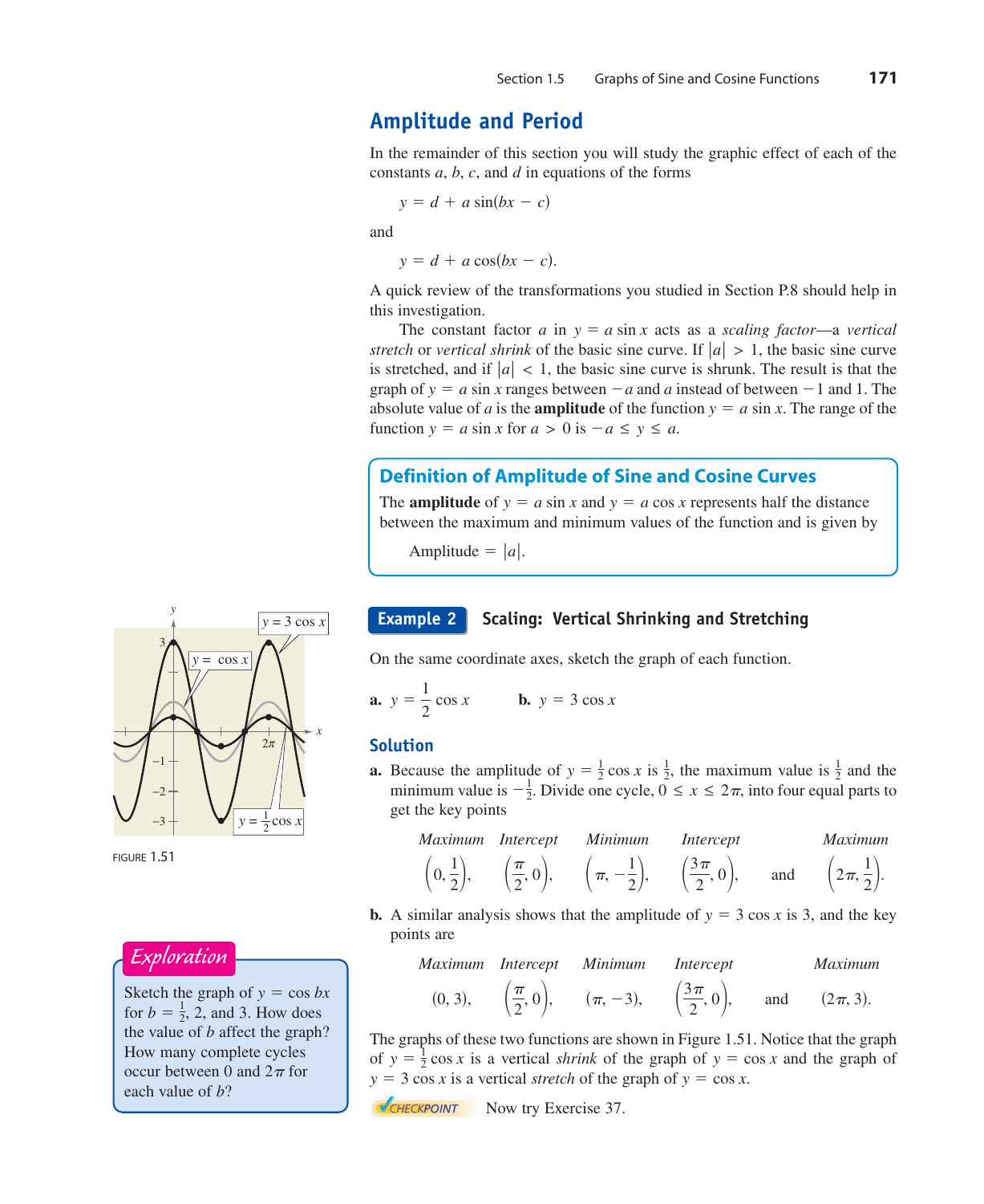## Amplitude and Period

In the remainder of this section you will study the graphic effect of each of the constants $a$, $b$, $c$, and $d$ in equations of the forms

$$y = d + a \sin(bx - c)$$

and

$$y = d + a \cos(bx - c).$$

A quick review of the transformations you studied in Section P.8 should help in this investigation.

The constant factor $a$ in $y = a \sin x$ acts as a *scaling factor*—a *vertical stretch* or *vertical shrink* of the basic sine curve. If $|a| > 1$, the basic sine curve is stretched, and if $|a| < 1$, the basic sine curve is shrunk. The result is that the graph of $y = a \sin x$ ranges between $-a$ and $a$ instead of between $-1$ and 1. The absolute value of $a$ is the **amplitude** of the function $y = a \sin x$. The range of the function $y = a \sin x$ for $a > 0$ is $-a \le y \le a$.

### Definition of Amplitude of Sine and Cosine Curves

The **amplitude** of $y = a \sin x$ and $y = a \cos x$ represents half the distance between the maximum and minimum values of the function and is given by

$$\text{Amplitude} = |a|.$$

### Example 2 Scaling: Vertical Shrinking and Stretching

On the same coordinate axes, sketch the graph of each function.

**a.** $y = \dfrac{1}{2} \cos x$ **b.** $y = 3 \cos x$

#### Solution

**a.** Because the amplitude of $y = \frac{1}{2} \cos x$ is $\frac{1}{2}$, the maximum value is $\frac{1}{2}$ and the minimum value is $-\frac{1}{2}$. Divide one cycle, $0 \le x \le 2\pi$, into four equal parts to get the key points

| *Maximum* | *Intercept* | *Minimum* | *Intercept* | | *Maximum* |
|---|---|---|---|---|---|
| $\left(0, \dfrac{1}{2}\right)$, | $\left(\dfrac{\pi}{2}, 0\right)$, | $\left(\pi, -\dfrac{1}{2}\right)$, | $\left(\dfrac{3\pi}{2}, 0\right)$, | and | $\left(2\pi, \dfrac{1}{2}\right)$. |

**b.** A similar analysis shows that the amplitude of $y = 3 \cos x$ is 3, and the key points are

| *Maximum* | *Intercept* | *Minimum* | *Intercept* | | *Maximum* |
|---|---|---|---|---|---|
| $(0, 3)$, | $\left(\dfrac{\pi}{2}, 0\right)$, | $(\pi, -3)$, | $\left(\dfrac{3\pi}{2}, 0\right)$, | and | $(2\pi, 3)$. |

The graphs of these two functions are shown in Figure 1.51. Notice that the graph of $y = \frac{1}{2} \cos x$ is a vertical *shrink* of the graph of $y = \cos x$ and the graph of $y = 3 \cos x$ is a vertical *stretch* of the graph of $y = \cos x$.

CHECKPOINT Now try Exercise 37.

FIGURE 1.51

**Exploration**

Sketch the graph of $y = \cos bx$ for $b = \frac{1}{2}$, 2, and 3. How does the value of $b$ affect the graph? How many complete cycles occur between 0 and $2\pi$ for each value of $b$?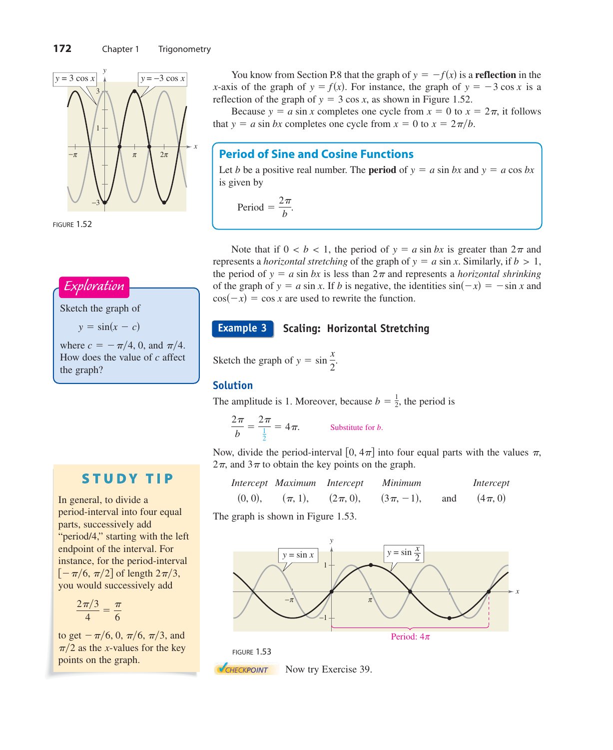You know from Section P.8 that the graph of $y = -f(x)$ is a **reflection** in the $x$-axis of the graph of $y = f(x)$. For instance, the graph of $y = -3 \cos x$ is a reflection of the graph of $y = 3 \cos x$, as shown in Figure 1.52.

FIGURE 1.52

Because $y = a \sin x$ completes one cycle from $x = 0$ to $x = 2\pi$, it follows that $y = a \sin bx$ completes one cycle from $x = 0$ to $x = 2\pi/b$.

### Period of Sine and Cosine Functions

Let $b$ be a positive real number. The **period** of $y = a \sin bx$ and $y = a \cos bx$ is given by

$$\text{Period} = \frac{2\pi}{b}.$$

Note that if $0 < b < 1$, the period of $y = a \sin bx$ is greater than $2\pi$ and represents a *horizontal stretching* of the graph of $y = a \sin x$. Similarly, if $b > 1$, the period of $y = a \sin bx$ is less than $2\pi$ and represents a *horizontal shrinking* of the graph of $y = a \sin x$. If $b$ is negative, the identities $\sin(-x) = -\sin x$ and $\cos(-x) = \cos x$ are used to rewrite the function.

> **Exploration**
>
> Sketch the graph of
>
> $y = \sin(x - c)$
>
> where $c = -\pi/4$, 0, and $\pi/4$. How does the value of $c$ affect the graph?

## Example 3 Scaling: Horizontal Stretching

Sketch the graph of $y = \sin \dfrac{x}{2}$.

### Solution

The amplitude is 1. Moreover, because $b = \frac{1}{2}$, the period is

$$\frac{2\pi}{b} = \frac{2\pi}{\frac{1}{2}} = 4\pi. \qquad \text{Substitute for } b.$$

Now, divide the period-interval $[0, 4\pi]$ into four equal parts with the values $\pi$, $2\pi$, and $3\pi$ to obtain the key points on the graph.

| *Intercept* | *Maximum* | *Intercept* | *Minimum* | | *Intercept* |
|---|---|---|---|---|---|
| $(0, 0)$, | $(\pi, 1)$, | $(2\pi, 0)$, | $(3\pi, -1)$, | and | $(4\pi, 0)$ |

The graph is shown in Figure 1.53.

FIGURE 1.53

CHECKPOINT Now try Exercise 39.

> **STUDY TIP**
>
> In general, to divide a period-interval into four equal parts, successively add "period/4," starting with the left endpoint of the interval. For instance, for the period-interval $[-\pi/6, \pi/2]$ of length $2\pi/3$, you would successively add
>
> $$\frac{2\pi/3}{4} = \frac{\pi}{6}$$
>
> to get $-\pi/6$, 0, $\pi/6$, $\pi/3$, and $\pi/2$ as the $x$-values for the key points on the graph.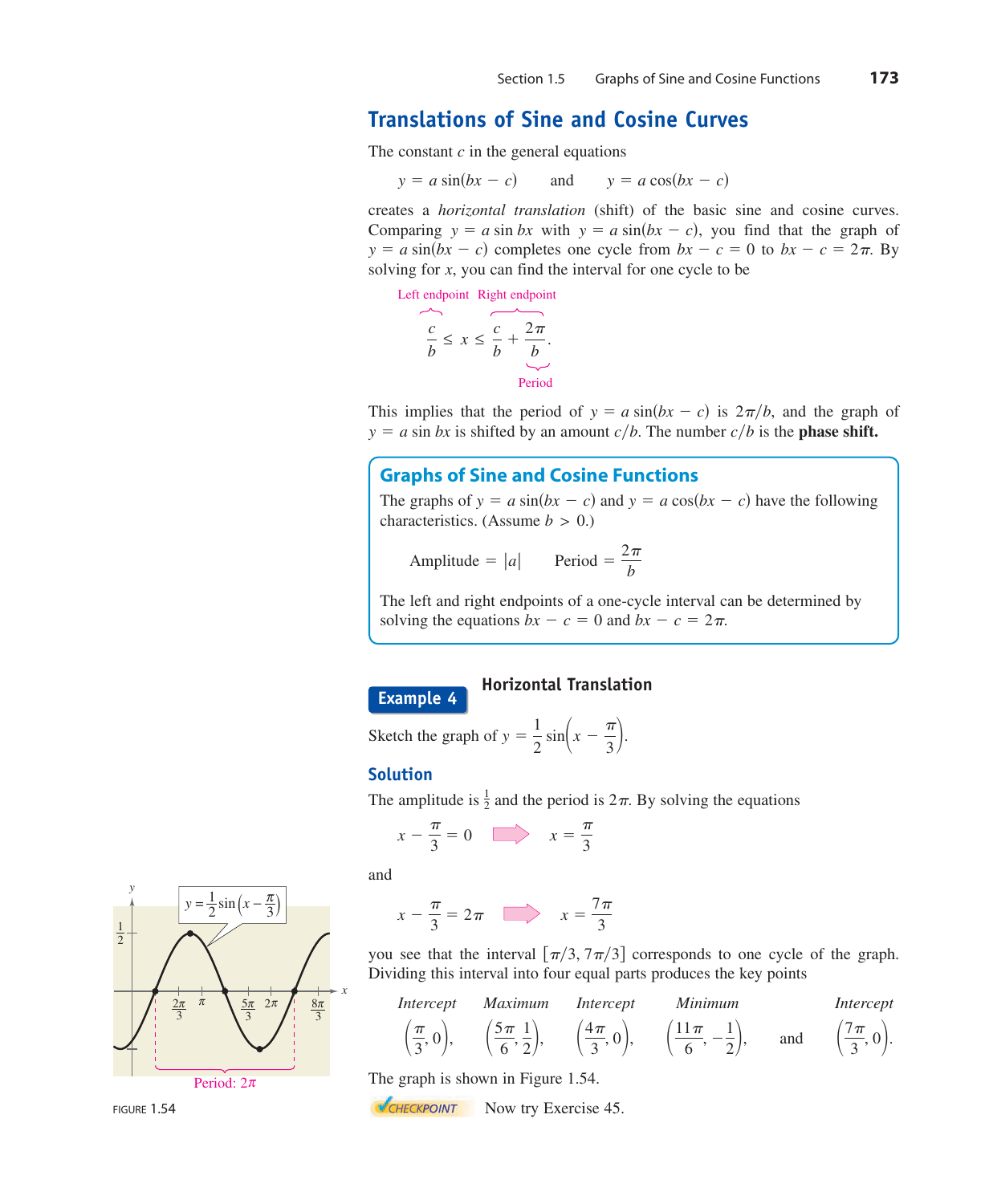## Translations of Sine and Cosine Curves

The constant $c$ in the general equations

$$y = a \sin(bx - c) \qquad \text{and} \qquad y = a \cos(bx - c)$$

creates a *horizontal translation* (shift) of the basic sine and cosine curves. Comparing $y = a \sin bx$ with $y = a \sin(bx - c)$, you find that the graph of $y = a \sin(bx - c)$ completes one cycle from $bx - c = 0$ to $bx - c = 2\pi$. By solving for $x$, you can find the interval for one cycle to be

$$\underbrace{\frac{c}{b}}_{\text{Left endpoint}} \le x \le \underbrace{\frac{c}{b} + \frac{2\pi}{b}}_{\text{Right endpoint}}.$$

(where $\frac{2\pi}{b}$ is the Period)

This implies that the period of $y = a \sin(bx - c)$ is $2\pi/b$, and the graph of $y = a \sin bx$ is shifted by an amount $c/b$. The number $c/b$ is the **phase shift.**

### Graphs of Sine and Cosine Functions

The graphs of $y = a \sin(bx - c)$ and $y = a \cos(bx - c)$ have the following characteristics. (Assume $b > 0$.)

$$\text{Amplitude} = |a| \qquad \text{Period} = \frac{2\pi}{b}$$

The left and right endpoints of a one-cycle interval can be determined by solving the equations $bx - c = 0$ and $bx - c = 2\pi$.

### Example 4 Horizontal Translation

Sketch the graph of $y = \frac{1}{2} \sin\left(x - \frac{\pi}{3}\right)$.

#### Solution

The amplitude is $\frac{1}{2}$ and the period is $2\pi$. By solving the equations

$$x - \frac{\pi}{3} = 0 \quad \Rightarrow \quad x = \frac{\pi}{3}$$

and

$$x - \frac{\pi}{3} = 2\pi \quad \Rightarrow \quad x = \frac{7\pi}{3}$$

you see that the interval $[\pi/3, 7\pi/3]$ corresponds to one cycle of the graph. Dividing this interval into four equal parts produces the key points

| Intercept | Maximum | Intercept | Minimum | | Intercept |
|---|---|---|---|---|---|
| $\left(\frac{\pi}{3}, 0\right)$, | $\left(\frac{5\pi}{6}, \frac{1}{2}\right)$, | $\left(\frac{4\pi}{3}, 0\right)$, | $\left(\frac{11\pi}{6}, -\frac{1}{2}\right)$, | and | $\left(\frac{7\pi}{3}, 0\right)$. |

The graph is shown in Figure 1.54.

FIGURE 1.54

CHECKPOINT Now try Exercise 45.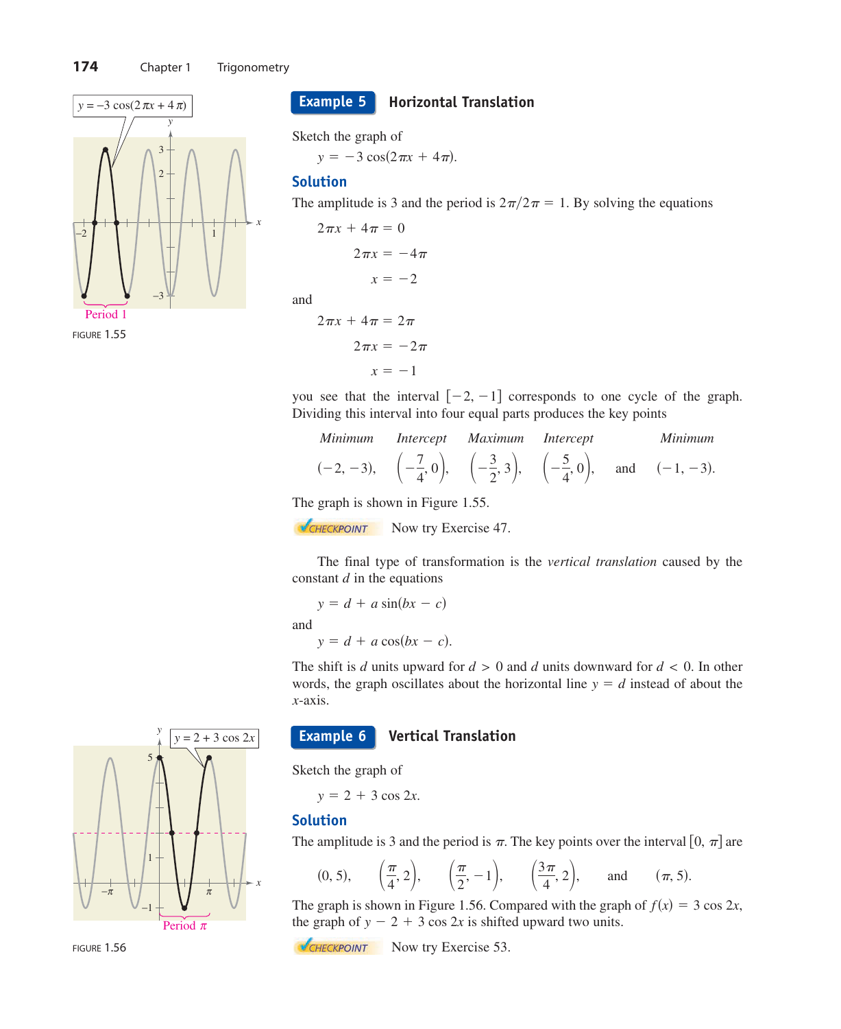## Example 5 Horizontal Translation

Sketch the graph of

$$y = -3\cos(2\pi x + 4\pi).$$

### Solution

The amplitude is 3 and the period is $2\pi/2\pi = 1$. By solving the equations

$$2\pi x + 4\pi = 0$$

$$2\pi x = -4\pi$$

$$x = -2$$

and

$$2\pi x + 4\pi = 2\pi$$

$$2\pi x = -2\pi$$

$$x = -1$$

you see that the interval $[-2, -1]$ corresponds to one cycle of the graph. Dividing this interval into four equal parts produces the key points

| *Minimum* | *Intercept* | *Maximum* | *Intercept* | | *Minimum* |
|---|---|---|---|---|---|
| $(-2, -3)$, | $\left(-\frac{7}{4}, 0\right)$, | $\left(-\frac{3}{2}, 3\right)$, | $\left(-\frac{5}{4}, 0\right)$, | and | $(-1, -3)$. |

The graph is shown in Figure 1.55.

CHECKPOINT Now try Exercise 47.

FIGURE 1.55

The final type of transformation is the *vertical translation* caused by the constant $d$ in the equations

$$y = d + a\sin(bx - c)$$

and

$$y = d + a\cos(bx - c).$$

The shift is $d$ units upward for $d > 0$ and $d$ units downward for $d < 0$. In other words, the graph oscillates about the horizontal line $y = d$ instead of about the $x$-axis.

## Example 6 Vertical Translation

Sketch the graph of

$$y = 2 + 3\cos 2x.$$

### Solution

The amplitude is 3 and the period is $\pi$. The key points over the interval $[0, \pi]$ are

$$(0, 5), \quad \left(\frac{\pi}{4}, 2\right), \quad \left(\frac{\pi}{2}, -1\right), \quad \left(\frac{3\pi}{4}, 2\right), \quad \text{and} \quad (\pi, 5).$$

The graph is shown in Figure 1.56. Compared with the graph of $f(x) = 3\cos 2x$, the graph of $y = 2 + 3\cos 2x$ is shifted upward two units.

CHECKPOINT Now try Exercise 53.

FIGURE 1.56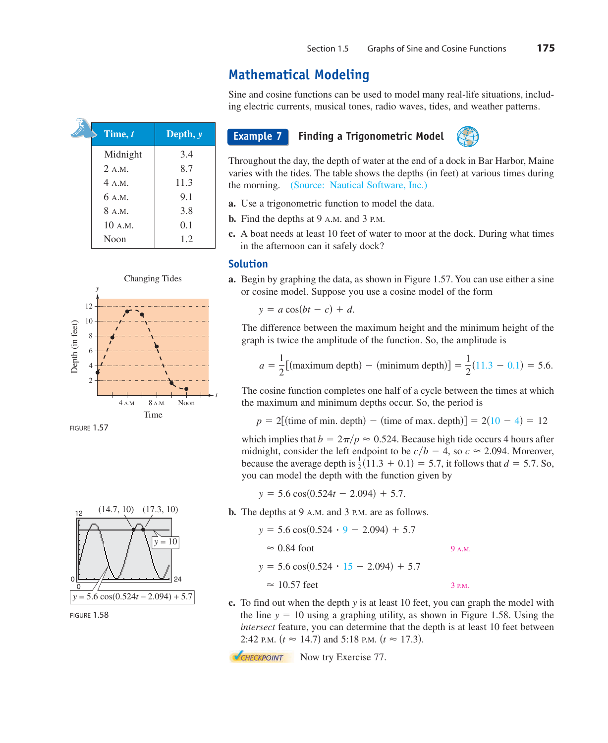## Mathematical Modeling

Sine and cosine functions can be used to model many real-life situations, including electric currents, musical tones, radio waves, tides, and weather patterns.

| Time, $t$ | Depth, $y$ |
|---|---|
| Midnight | 3.4 |
| 2 A.M. | 8.7 |
| 4 A.M. | 11.3 |
| 6 A.M. | 9.1 |
| 8 A.M. | 3.8 |
| 10 A.M. | 0.1 |
| Noon | 1.2 |

### Example 7 Finding a Trigonometric Model

Throughout the day, the depth of water at the end of a dock in Bar Harbor, Maine varies with the tides. The table shows the depths (in feet) at various times during the morning. (Source: Nautical Software, Inc.)

**a.** Use a trigonometric function to model the data.

**b.** Find the depths at 9 A.M. and 3 P.M.

**c.** A boat needs at least 10 feet of water to moor at the dock. During what times in the afternoon can it safely dock?

### Solution

**a.** Begin by graphing the data, as shown in Figure 1.57. You can use either a sine or cosine model. Suppose you use a cosine model of the form

$$y = a\cos(bt - c) + d.$$

The difference between the maximum height and the minimum height of the graph is twice the amplitude of the function. So, the amplitude is

$$a = \frac{1}{2}[(\text{maximum depth}) - (\text{minimum depth})] = \frac{1}{2}(11.3 - 0.1) = 5.6.$$

The cosine function completes one half of a cycle between the times at which the maximum and minimum depths occur. So, the period is

$$p = 2[(\text{time of min. depth}) - (\text{time of max. depth})] = 2(10 - 4) = 12$$

which implies that $b = 2\pi/p \approx 0.524$. Because high tide occurs 4 hours after midnight, consider the left endpoint to be $c/b = 4$, so $c \approx 2.094$. Moreover, because the average depth is $\frac{1}{2}(11.3 + 0.1) = 5.7$, it follows that $d = 5.7$. So, you can model the depth with the function given by

$$y = 5.6\cos(0.524t - 2.094) + 5.7.$$

FIGURE 1.57

**b.** The depths at 9 A.M. and 3 P.M. are as follows.

$$y = 5.6\cos(0.524 \cdot 9 - 2.094) + 5.7$$

$$\approx 0.84 \text{ foot} \qquad \text{9 A.M.}$$

$$y = 5.6\cos(0.524 \cdot 15 - 2.094) + 5.7$$

$$\approx 10.57 \text{ feet} \qquad \text{3 P.M.}$$

**c.** To find out when the depth $y$ is at least 10 feet, you can graph the model with the line $y = 10$ using a graphing utility, as shown in Figure 1.58. Using the *intersect* feature, you can determine that the depth is at least 10 feet between 2:42 P.M. ($t \approx 14.7$) and 5:18 P.M. ($t \approx 17.3$).

FIGURE 1.58

CHECKPOINT Now try Exercise 77.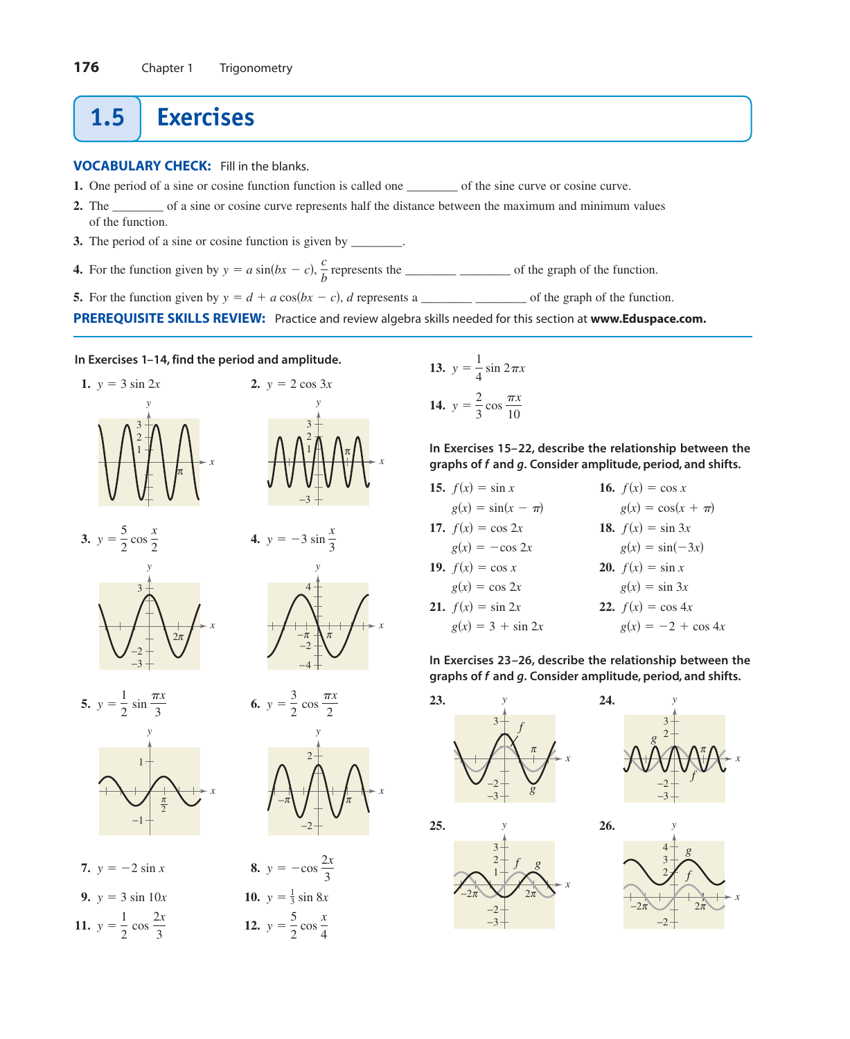## 1.5 Exercises

**VOCABULARY CHECK:** Fill in the blanks.

1. One period of a sine or cosine function function is called one ________ of the sine curve or cosine curve.
2. The ________ of a sine or cosine curve represents half the distance between the maximum and minimum values of the function.
3. The period of a sine or cosine function is given by ________.
4. For the function given by $y = a \sin(bx - c)$, $\frac{c}{b}$ represents the ________ ________ of the graph of the function.
5. For the function given by $y = d + a \cos(bx - c)$, $d$ represents a ________ ________ of the graph of the function.

**PREREQUISITE SKILLS REVIEW:** Practice and review algebra skills needed for this section at **www.Eduspace.com.**

**In Exercises 1–14, find the period and amplitude.**

1. $y = 3 \sin 2x$
2. $y = 2 \cos 3x$
3. $y = \frac{5}{2} \cos \frac{x}{2}$
4. $y = -3 \sin \frac{x}{3}$
5. $y = \frac{1}{2} \sin \frac{\pi x}{3}$
6. $y = \frac{3}{2} \cos \frac{\pi x}{2}$
7. $y = -2 \sin x$
8. $y = -\cos \frac{2x}{3}$
9. $y = 3 \sin 10x$
10. $y = \frac{1}{3} \sin 8x$
11. $y = \frac{1}{2} \cos \frac{2x}{3}$
12. $y = \frac{5}{2} \cos \frac{x}{4}$
13. $y = \frac{1}{4} \sin 2\pi x$
14. $y = \frac{2}{3} \cos \frac{\pi x}{10}$

**In Exercises 15–22, describe the relationship between the graphs of *f* and *g*. Consider amplitude, period, and shifts.**

15. $f(x) = \sin x$
    $g(x) = \sin(x - \pi)$
16. $f(x) = \cos x$
    $g(x) = \cos(x + \pi)$
17. $f(x) = \cos 2x$
    $g(x) = -\cos 2x$
18. $f(x) = \sin 3x$
    $g(x) = \sin(-3x)$
19. $f(x) = \cos x$
    $g(x) = \cos 2x$
20. $f(x) = \sin x$
    $g(x) = \sin 3x$
21. $f(x) = \sin 2x$
    $g(x) = 3 + \sin 2x$
22. $f(x) = \cos 4x$
    $g(x) = -2 + \cos 4x$

**In Exercises 23–26, describe the relationship between the graphs of *f* and *g*. Consider amplitude, period, and shifts.**

23.

24.

25.

26.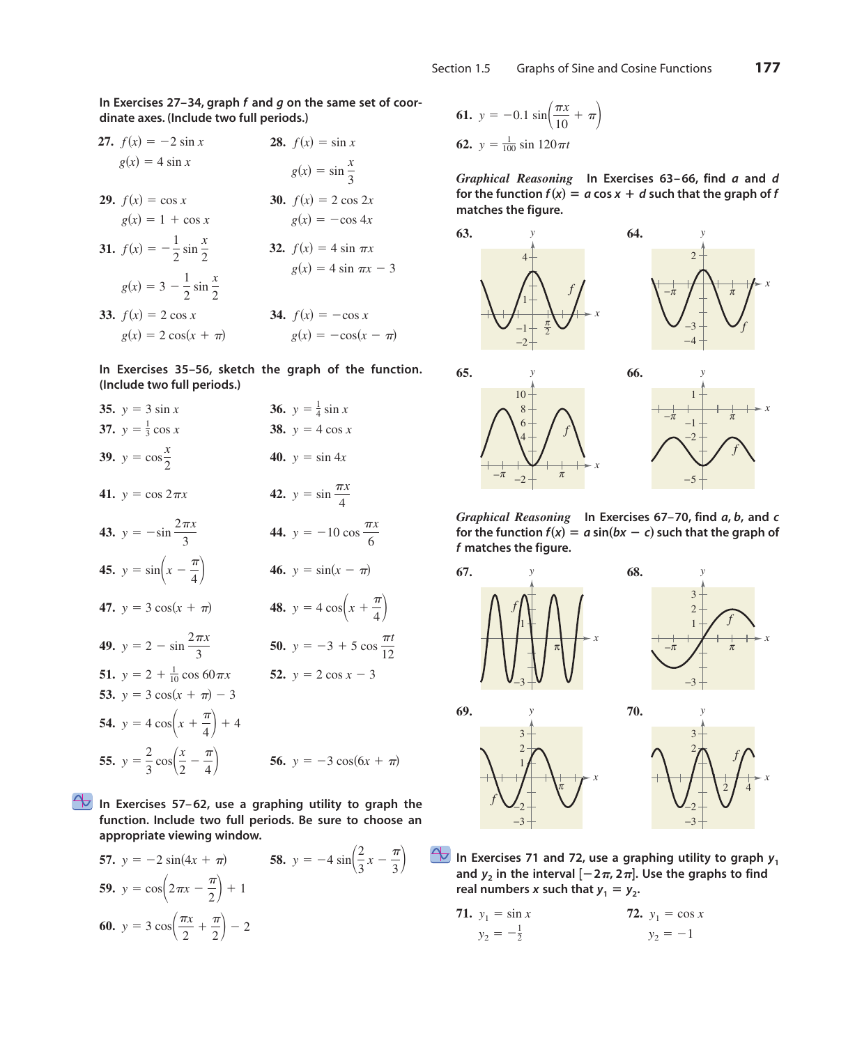In Exercises 27–34, graph $f$ and $g$ on the same set of coordinate axes. (Include two full periods.)

**27.** $f(x) = -2 \sin x$
$g(x) = 4 \sin x$

**28.** $f(x) = \sin x$
$g(x) = \sin \dfrac{x}{3}$

**29.** $f(x) = \cos x$
$g(x) = 1 + \cos x$

**30.** $f(x) = 2 \cos 2x$
$g(x) = -\cos 4x$

**31.** $f(x) = -\dfrac{1}{2} \sin \dfrac{x}{2}$
$g(x) = 3 - \dfrac{1}{2} \sin \dfrac{x}{2}$

**32.** $f(x) = 4 \sin \pi x$
$g(x) = 4 \sin \pi x - 3$

**33.** $f(x) = 2 \cos x$
$g(x) = 2 \cos(x + \pi)$

**34.** $f(x) = -\cos x$
$g(x) = -\cos(x - \pi)$

In Exercises 35–56, sketch the graph of the function. (Include two full periods.)

**35.** $y = 3 \sin x$

**36.** $y = \frac{1}{4} \sin x$

**37.** $y = \frac{1}{3} \cos x$

**38.** $y = 4 \cos x$

**39.** $y = \cos \dfrac{x}{2}$

**40.** $y = \sin 4x$

**41.** $y = \cos 2\pi x$

**42.** $y = \sin \dfrac{\pi x}{4}$

**43.** $y = -\sin \dfrac{2\pi x}{3}$

**44.** $y = -10 \cos \dfrac{\pi x}{6}$

**45.** $y = \sin\left(x - \dfrac{\pi}{4}\right)$

**46.** $y = \sin(x - \pi)$

**47.** $y = 3 \cos(x + \pi)$

**48.** $y = 4 \cos\left(x + \dfrac{\pi}{4}\right)$

**49.** $y = 2 - \sin \dfrac{2\pi x}{3}$

**50.** $y = -3 + 5 \cos \dfrac{\pi t}{12}$

**51.** $y = 2 + \frac{1}{10} \cos 60\pi x$

**52.** $y = 2 \cos x - 3$

**53.** $y = 3 \cos(x + \pi) - 3$

**54.** $y = 4 \cos\left(x + \dfrac{\pi}{4}\right) + 4$

**55.** $y = \dfrac{2}{3} \cos\left(\dfrac{x}{2} - \dfrac{\pi}{4}\right)$

**56.** $y = -3 \cos(6x + \pi)$

In Exercises 57–62, use a graphing utility to graph the function. Include two full periods. Be sure to choose an appropriate viewing window.

**57.** $y = -2 \sin(4x + \pi)$

**58.** $y = -4 \sin\left(\dfrac{2}{3}x - \dfrac{\pi}{3}\right)$

**59.** $y = \cos\left(2\pi x - \dfrac{\pi}{2}\right) + 1$

**60.** $y = 3 \cos\left(\dfrac{\pi x}{2} + \dfrac{\pi}{2}\right) - 2$

**61.** $y = -0.1 \sin\left(\dfrac{\pi x}{10} + \pi\right)$

**62.** $y = \frac{1}{100} \sin 120\pi t$

*Graphical Reasoning* In Exercises 63–66, find $a$ and $d$ for the function $f(x) = a \cos x + d$ such that the graph of $f$ matches the figure.

**63.**

**64.**

**65.**

**66.**

*Graphical Reasoning* In Exercises 67–70, find $a$, $b$, and $c$ for the function $f(x) = a \sin(bx - c)$ such that the graph of $f$ matches the figure.

**67.**

**68.**

**69.**

**70.**

In Exercises 71 and 72, use a graphing utility to graph $y_1$ and $y_2$ in the interval $[-2\pi, 2\pi]$. Use the graphs to find real numbers $x$ such that $y_1 = y_2$.

**71.** $y_1 = \sin x$
$y_2 = -\frac{1}{2}$

**72.** $y_1 = \cos x$
$y_2 = -1$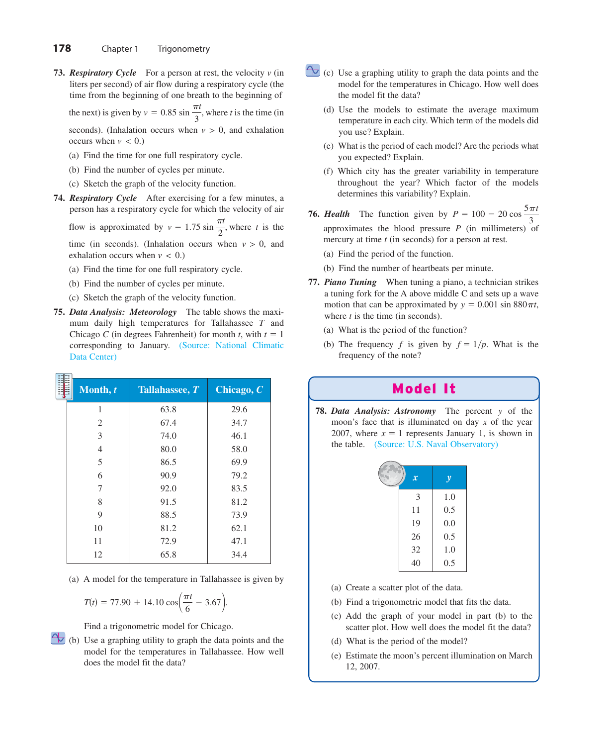**73. *Respiratory Cycle*** For a person at rest, the velocity $v$ (in liters per second) of air flow during a respiratory cycle (the time from the beginning of one breath to the beginning of the next) is given by $v = 0.85 \sin \frac{\pi t}{3}$, where $t$ is the time (in seconds). (Inhalation occurs when $v > 0$, and exhalation occurs when $v < 0$.)

(a) Find the time for one full respiratory cycle.

(b) Find the number of cycles per minute.

(c) Sketch the graph of the velocity function.

**74. *Respiratory Cycle*** After exercising for a few minutes, a person has a respiratory cycle for which the velocity of air flow is approximated by $v = 1.75 \sin \frac{\pi t}{2}$, where $t$ is the time (in seconds). (Inhalation occurs when $v > 0$, and exhalation occurs when $v < 0$.)

(a) Find the time for one full respiratory cycle.

(b) Find the number of cycles per minute.

(c) Sketch the graph of the velocity function.

**75. *Data Analysis: Meteorology*** The table shows the maximum daily high temperatures for Tallahassee $T$ and Chicago $C$ (in degrees Fahrenheit) for month $t$, with $t = 1$ corresponding to January. (Source: National Climatic Data Center)

| Month, $t$ | Tallahassee, $T$ | Chicago, $C$ |
|---|---|---|
| 1 | 63.8 | 29.6 |
| 2 | 67.4 | 34.7 |
| 3 | 74.0 | 46.1 |
| 4 | 80.0 | 58.0 |
| 5 | 86.5 | 69.9 |
| 6 | 90.9 | 79.2 |
| 7 | 92.0 | 83.5 |
| 8 | 91.5 | 81.2 |
| 9 | 88.5 | 73.9 |
| 10 | 81.2 | 62.1 |
| 11 | 72.9 | 47.1 |
| 12 | 65.8 | 34.4 |

(a) A model for the temperature in Tallahassee is given by

$$T(t) = 77.90 + 14.10 \cos\left(\frac{\pi t}{6} - 3.67\right).$$

Find a trigonometric model for Chicago.

(b) Use a graphing utility to graph the data points and the model for the temperatures in Tallahassee. How well does the model fit the data?

(c) Use a graphing utility to graph the data points and the model for the temperatures in Chicago. How well does the model fit the data?

(d) Use the models to estimate the average maximum temperature in each city. Which term of the models did you use? Explain.

(e) What is the period of each model? Are the periods what you expected? Explain.

(f) Which city has the greater variability in temperature throughout the year? Which factor of the models determines this variability? Explain.

**76. *Health*** The function given by $P = 100 - 20 \cos \frac{5\pi t}{3}$ approximates the blood pressure $P$ (in millimeters) of mercury at time $t$ (in seconds) for a person at rest.

(a) Find the period of the function.

(b) Find the number of heartbeats per minute.

**77. *Piano Tuning*** When tuning a piano, a technician strikes a tuning fork for the A above middle C and sets up a wave motion that can be approximated by $y = 0.001 \sin 880\pi t$, where $t$ is the time (in seconds).

(a) What is the period of the function?

(b) The frequency $f$ is given by $f = 1/p$. What is the frequency of the note?

## Model It

**78. *Data Analysis: Astronomy*** The percent $y$ of the moon's face that is illuminated on day $x$ of the year 2007, where $x = 1$ represents January 1, is shown in the table. (Source: U.S. Naval Observatory)

| $x$ | $y$ |
|---|---|
| 3 | 1.0 |
| 11 | 0.5 |
| 19 | 0.0 |
| 26 | 0.5 |
| 32 | 1.0 |
| 40 | 0.5 |

(a) Create a scatter plot of the data.

(b) Find a trigonometric model that fits the data.

(c) Add the graph of your model in part (b) to the scatter plot. How well does the model fit the data?

(d) What is the period of the model?

(e) Estimate the moon's percent illumination on March 12, 2007.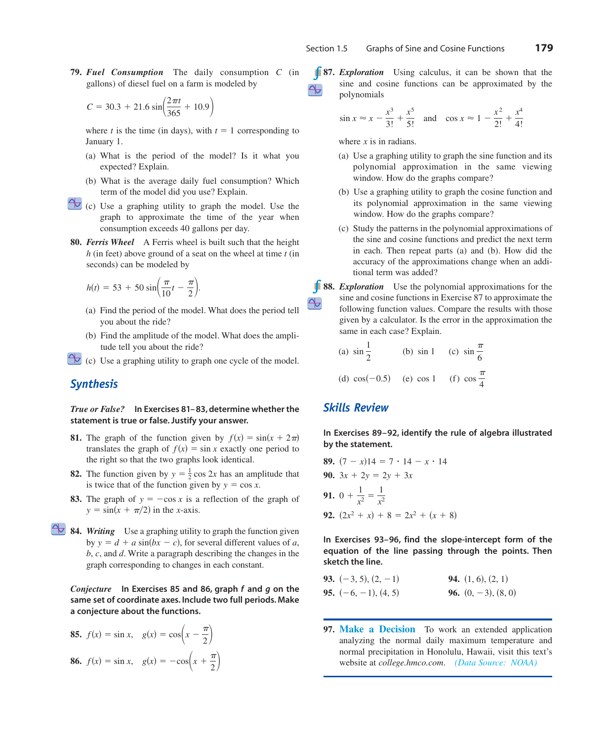**79.** ***Fuel Consumption*** The daily consumption $C$ (in gallons) of diesel fuel on a farm is modeled by

$$C = 30.3 + 21.6 \sin\left(\frac{2\pi t}{365} + 10.9\right)$$

where $t$ is the time (in days), with $t = 1$ corresponding to January 1.

(a) What is the period of the model? Is it what you expected? Explain.

(b) What is the average daily fuel consumption? Which term of the model did you use? Explain.

(c) Use a graphing utility to graph the model. Use the graph to approximate the time of the year when consumption exceeds 40 gallons per day.

**80.** ***Ferris Wheel*** A Ferris wheel is built such that the height $h$ (in feet) above ground of a seat on the wheel at time $t$ (in seconds) can be modeled by

$$h(t) = 53 + 50 \sin\left(\frac{\pi}{10}t - \frac{\pi}{2}\right).$$

(a) Find the period of the model. What does the period tell you about the ride?

(b) Find the amplitude of the model. What does the amplitude tell you about the ride?

(c) Use a graphing utility to graph one cycle of the model.

## Synthesis

***True or False?*** **In Exercises 81–83, determine whether the statement is true or false. Justify your answer.**

**81.** The graph of the function given by $f(x) = \sin(x + 2\pi)$ translates the graph of $f(x) = \sin x$ exactly one period to the right so that the two graphs look identical.

**82.** The function given by $y = \frac{1}{2}\cos 2x$ has an amplitude that is twice that of the function given by $y = \cos x$.

**83.** The graph of $y = -\cos x$ is a reflection of the graph of $y = \sin(x + \pi/2)$ in the $x$-axis.

**84.** ***Writing*** Use a graphing utility to graph the function given by $y = d + a\sin(bx - c)$, for several different values of $a$, $b$, $c$, and $d$. Write a paragraph describing the changes in the graph corresponding to changes in each constant.

***Conjecture*** **In Exercises 85 and 86, graph $f$ and $g$ on the same set of coordinate axes. Include two full periods. Make a conjecture about the functions.**

**85.** $f(x) = \sin x, \quad g(x) = \cos\left(x - \dfrac{\pi}{2}\right)$

**86.** $f(x) = \sin x, \quad g(x) = -\cos\left(x + \dfrac{\pi}{2}\right)$

**87.** ***Exploration*** Using calculus, it can be shown that the sine and cosine functions can be approximated by the polynomials

$$\sin x \approx x - \frac{x^3}{3!} + \frac{x^5}{5!} \quad \text{and} \quad \cos x \approx 1 - \frac{x^2}{2!} + \frac{x^4}{4!}$$

where $x$ is in radians.

(a) Use a graphing utility to graph the sine function and its polynomial approximation in the same viewing window. How do the graphs compare?

(b) Use a graphing utility to graph the cosine function and its polynomial approximation in the same viewing window. How do the graphs compare?

(c) Study the patterns in the polynomial approximations of the sine and cosine functions and predict the next term in each. Then repeat parts (a) and (b). How did the accuracy of the approximations change when an additional term was added?

**88.** ***Exploration*** Use the polynomial approximations for the sine and cosine functions in Exercise 87 to approximate the following function values. Compare the results with those given by a calculator. Is the error in the approximation the same in each case? Explain.

(a) $\sin \dfrac{1}{2}$ (b) $\sin 1$ (c) $\sin \dfrac{\pi}{6}$

(d) $\cos(-0.5)$ (e) $\cos 1$ (f) $\cos \dfrac{\pi}{4}$

## Skills Review

**In Exercises 89–92, identify the rule of algebra illustrated by the statement.**

**89.** $(7 - x)14 = 7 \cdot 14 - x \cdot 14$

**90.** $3x + 2y = 2y + 3x$

**91.** $0 + \dfrac{1}{x^2} = \dfrac{1}{x^2}$

**92.** $(2x^2 + x) + 8 = 2x^2 + (x + 8)$

**In Exercises 93–96, find the slope-intercept form of the equation of the line passing through the points. Then sketch the line.**

**93.** $(-3, 5), (2, -1)$

**94.** $(1, 6), (2, 1)$

**95.** $(-6, -1), (4, 5)$

**96.** $(0, -3), (8, 0)$

**97. Make a Decision** To work an extended application analyzing the normal daily maximum temperature and normal precipitation in Honolulu, Hawaii, visit this text's website at *college.hmco.com*. *(Data Source: NOAA)*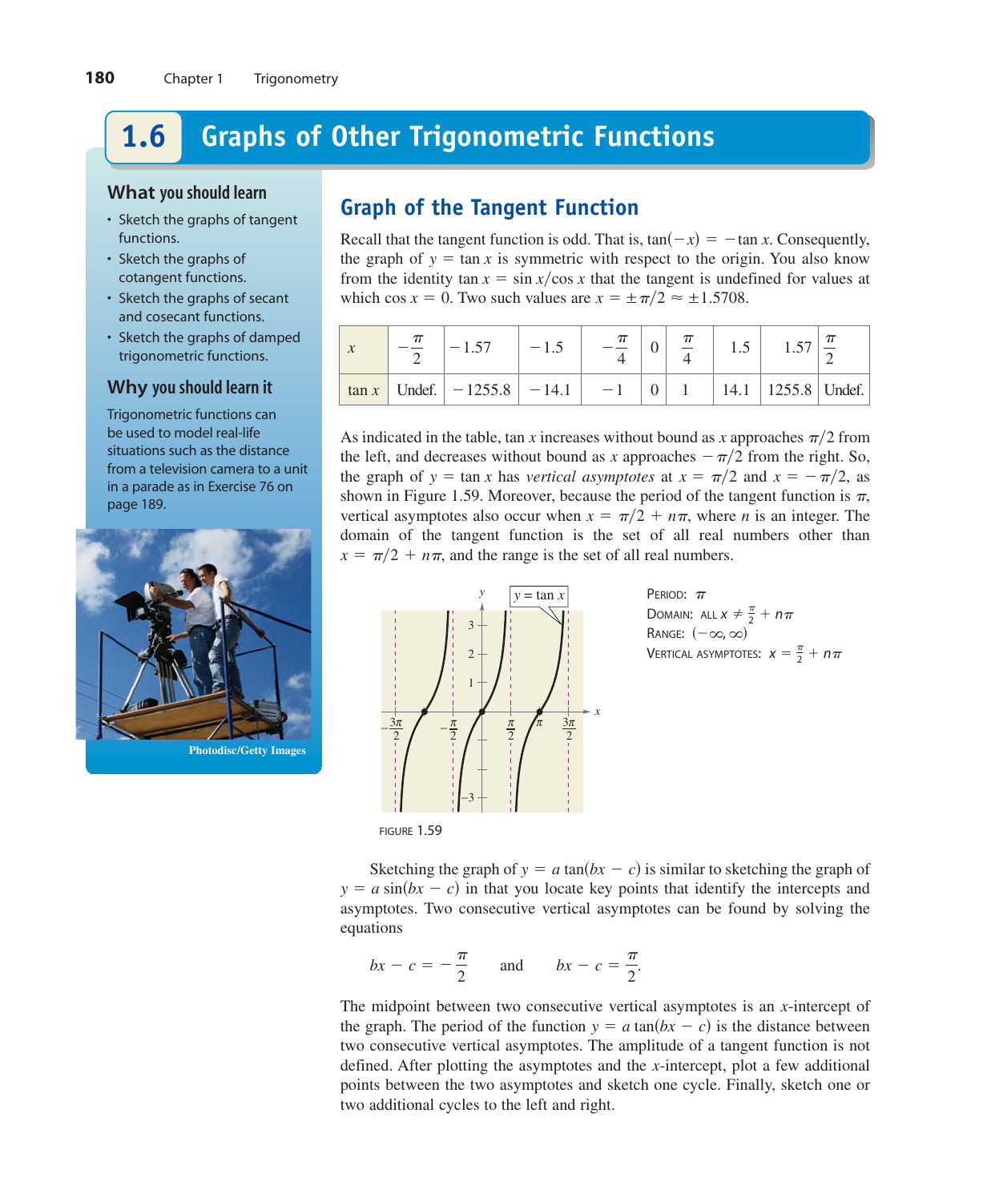# 1.6 Graphs of Other Trigonometric Functions

## What you should learn

- Sketch the graphs of tangent functions.
- Sketch the graphs of cotangent functions.
- Sketch the graphs of secant and cosecant functions.
- Sketch the graphs of damped trigonometric functions.

## Why you should learn it

Trigonometric functions can be used to model real-life situations such as the distance from a television camera to a unit in a parade as in Exercise 76 on page 189.

Photodisc/Getty Images

## Graph of the Tangent Function

Recall that the tangent function is odd. That is, $\tan(-x) = -\tan x$. Consequently, the graph of $y = \tan x$ is symmetric with respect to the origin. You also know from the identity $\tan x = \sin x/\cos x$ that the tangent is undefined for values at which $\cos x = 0$. Two such values are $x = \pm\pi/2 \approx \pm 1.5708$.

| $x$ | $-\frac{\pi}{2}$ | $-1.57$ | $-1.5$ | $-\frac{\pi}{4}$ | $0$ | $\frac{\pi}{4}$ | $1.5$ | $1.57$ | $\frac{\pi}{2}$ |
|---|---|---|---|---|---|---|---|---|---|
| $\tan x$ | Undef. | $-1255.8$ | $-14.1$ | $-1$ | $0$ | $1$ | $14.1$ | $1255.8$ | Undef. |

As indicated in the table, $\tan x$ increases without bound as $x$ approaches $\pi/2$ from the left, and decreases without bound as $x$ approaches $-\pi/2$ from the right. So, the graph of $y = \tan x$ has *vertical asymptotes* at $x = \pi/2$ and $x = -\pi/2$, as shown in Figure 1.59. Moreover, because the period of the tangent function is $\pi$, vertical asymptotes also occur when $x = \pi/2 + n\pi$, where $n$ is an integer. The domain of the tangent function is the set of all real numbers other than $x = \pi/2 + n\pi$, and the range is the set of all real numbers.

FIGURE 1.59

PERIOD: $\pi$
DOMAIN: ALL $x \neq \frac{\pi}{2} + n\pi$
RANGE: $(-\infty, \infty)$
VERTICAL ASYMPTOTES: $x = \frac{\pi}{2} + n\pi$

Sketching the graph of $y = a\tan(bx - c)$ is similar to sketching the graph of $y = a\sin(bx - c)$ in that you locate key points that identify the intercepts and asymptotes. Two consecutive vertical asymptotes can be found by solving the equations

$$bx - c = -\frac{\pi}{2} \qquad \text{and} \qquad bx - c = \frac{\pi}{2}.$$

The midpoint between two consecutive vertical asymptotes is an $x$-intercept of the graph. The period of the function $y = a\tan(bx - c)$ is the distance between two consecutive vertical asymptotes. The amplitude of a tangent function is not defined. After plotting the asymptotes and the $x$-intercept, plot a few additional points between the two asymptotes and sketch one cycle. Finally, sketch one or two additional cycles to the left and right.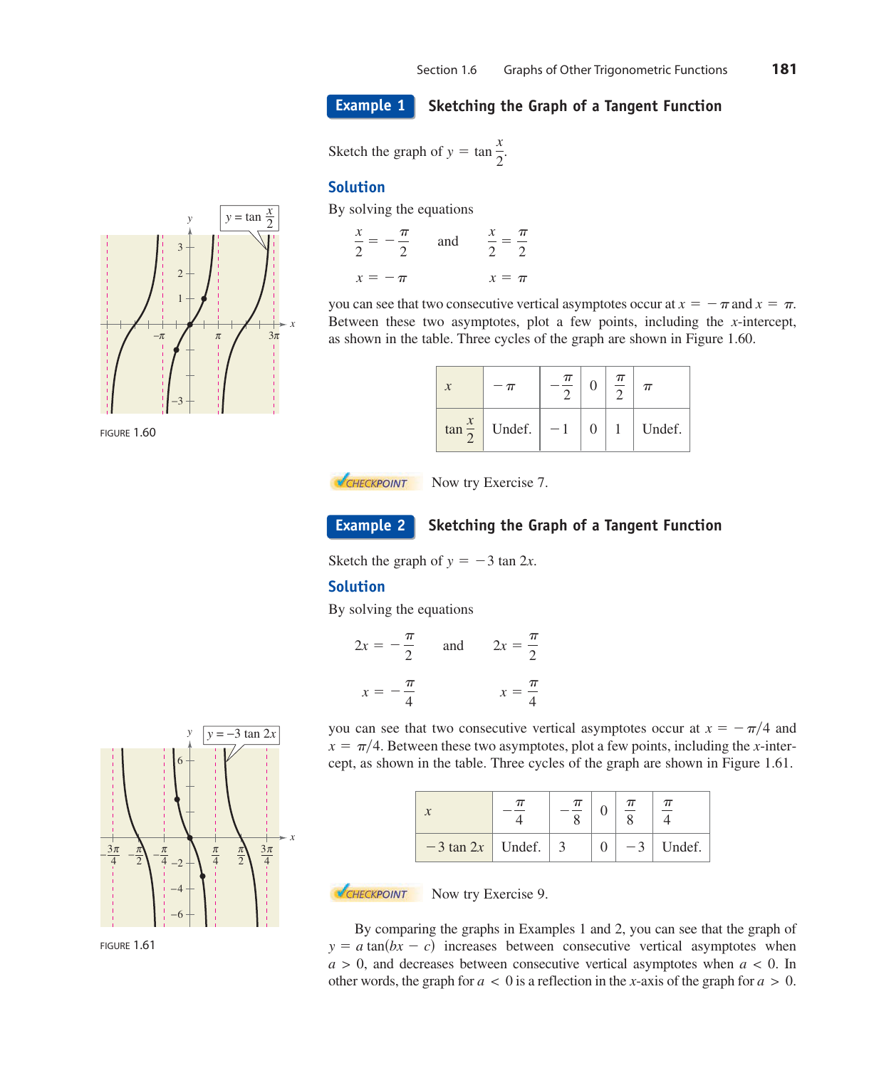## Example 1 Sketching the Graph of a Tangent Function

Sketch the graph of $y = \tan \frac{x}{2}$.

### Solution

By solving the equations

$$\frac{x}{2} = -\frac{\pi}{2} \quad \text{and} \quad \frac{x}{2} = \frac{\pi}{2}$$

$$x = -\pi \qquad\qquad x = \pi$$

you can see that two consecutive vertical asymptotes occur at $x = -\pi$ and $x = \pi$. Between these two asymptotes, plot a few points, including the $x$-intercept, as shown in the table. Three cycles of the graph are shown in Figure 1.60.

| $x$ | $-\pi$ | $-\frac{\pi}{2}$ | $0$ | $\frac{\pi}{2}$ | $\pi$ |
|---|---|---|---|---|---|
| $\tan \frac{x}{2}$ | Undef. | $-1$ | $0$ | $1$ | Undef. |

FIGURE 1.60

CHECKPOINT Now try Exercise 7.

## Example 2 Sketching the Graph of a Tangent Function

Sketch the graph of $y = -3 \tan 2x$.

### Solution

By solving the equations

$$2x = -\frac{\pi}{2} \quad \text{and} \quad 2x = \frac{\pi}{2}$$

$$x = -\frac{\pi}{4} \qquad\qquad x = \frac{\pi}{4}$$

you can see that two consecutive vertical asymptotes occur at $x = -\pi/4$ and $x = \pi/4$. Between these two asymptotes, plot a few points, including the $x$-intercept, as shown in the table. Three cycles of the graph are shown in Figure 1.61.

| $x$ | $-\frac{\pi}{4}$ | $-\frac{\pi}{8}$ | $0$ | $\frac{\pi}{8}$ | $\frac{\pi}{4}$ |
|---|---|---|---|---|---|
| $-3 \tan 2x$ | Undef. | $3$ | $0$ | $-3$ | Undef. |

FIGURE 1.61

CHECKPOINT Now try Exercise 9.

By comparing the graphs in Examples 1 and 2, you can see that the graph of $y = a \tan(bx - c)$ increases between consecutive vertical asymptotes when $a > 0$, and decreases between consecutive vertical asymptotes when $a < 0$. In other words, the graph for $a < 0$ is a reflection in the $x$-axis of the graph for $a > 0$.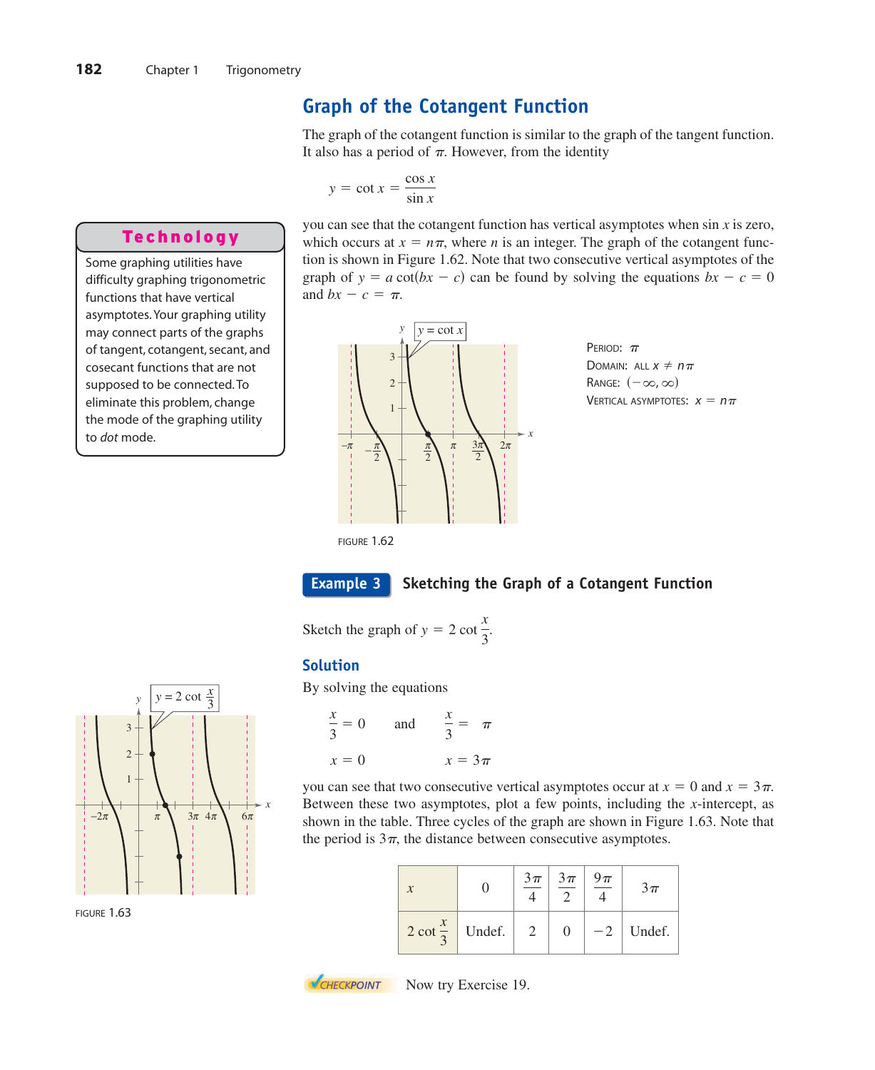## Graph of the Cotangent Function

The graph of the cotangent function is similar to the graph of the tangent function. It also has a period of $\pi$. However, from the identity

$$y = \cot x = \frac{\cos x}{\sin x}$$

you can see that the cotangent function has vertical asymptotes when $\sin x$ is zero, which occurs at $x = n\pi$, where $n$ is an integer. The graph of the cotangent function is shown in Figure 1.62. Note that two consecutive vertical asymptotes of the graph of $y = a \cot(bx - c)$ can be found by solving the equations $bx - c = 0$ and $bx - c = \pi$.

**Technology**

Some graphing utilities have difficulty graphing trigonometric functions that have vertical asymptotes. Your graphing utility may connect parts of the graphs of tangent, cotangent, secant, and cosecant functions that are not supposed to be connected. To eliminate this problem, change the mode of the graphing utility to *dot* mode.

FIGURE 1.62

PERIOD: $\pi$
DOMAIN: ALL $x \neq n\pi$
RANGE: $(-\infty, \infty)$
VERTICAL ASYMPTOTES: $x = n\pi$

### Example 3 Sketching the Graph of a Cotangent Function

Sketch the graph of $y = 2 \cot \dfrac{x}{3}$.

**Solution**

By solving the equations

$$\frac{x}{3} = 0 \qquad \text{and} \qquad \frac{x}{3} = \pi$$

$$x = 0 \qquad\qquad x = 3\pi$$

you can see that two consecutive vertical asymptotes occur at $x = 0$ and $x = 3\pi$. Between these two asymptotes, plot a few points, including the $x$-intercept, as shown in the table. Three cycles of the graph are shown in Figure 1.63. Note that the period is $3\pi$, the distance between consecutive asymptotes.

| $x$ | $0$ | $\frac{3\pi}{4}$ | $\frac{3\pi}{2}$ | $\frac{9\pi}{4}$ | $3\pi$ |
|---|---|---|---|---|---|
| $2 \cot \frac{x}{3}$ | Undef. | $2$ | $0$ | $-2$ | Undef. |

FIGURE 1.63

CHECKPOINT Now try Exercise 19.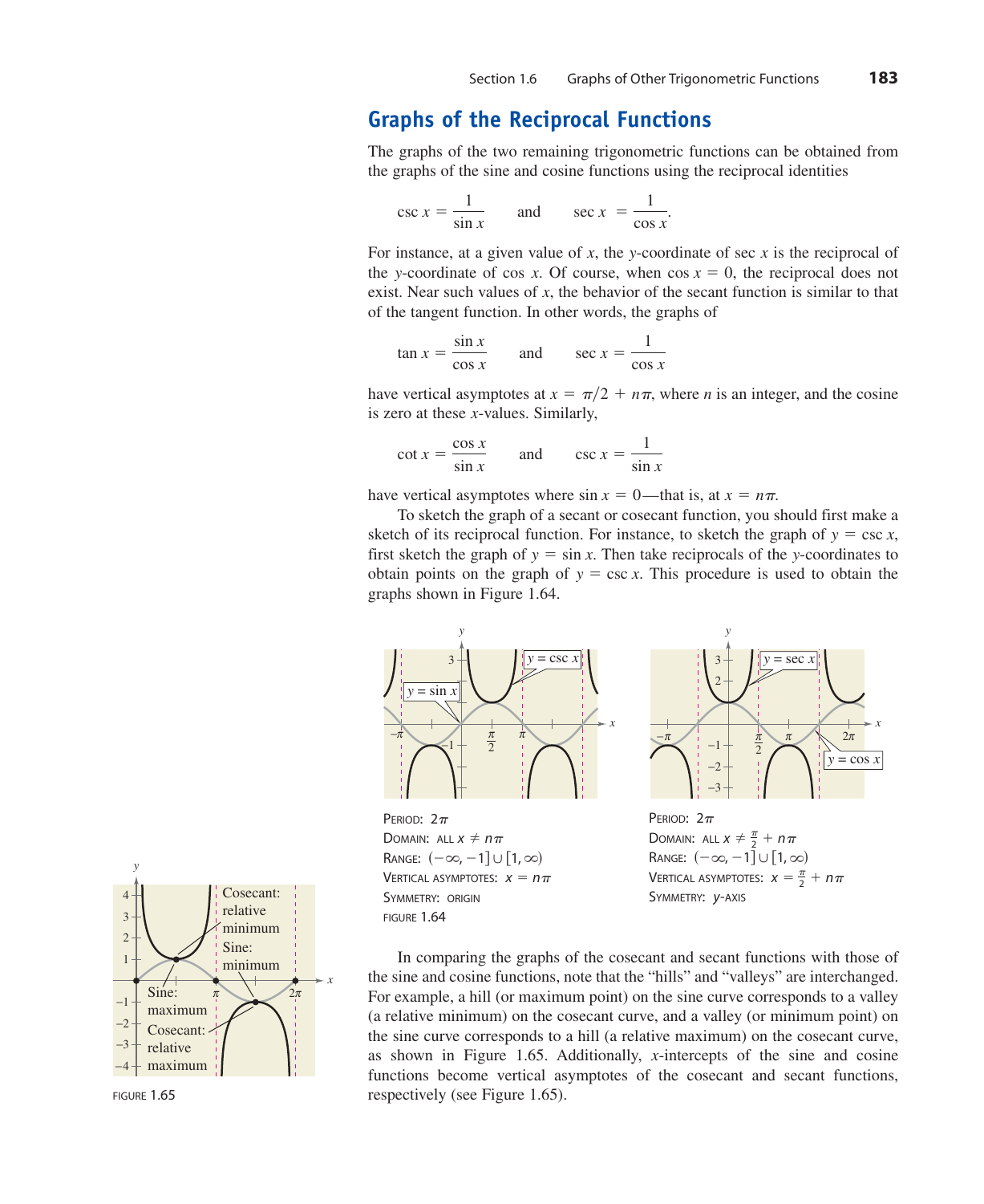## Graphs of the Reciprocal Functions

The graphs of the two remaining trigonometric functions can be obtained from the graphs of the sine and cosine functions using the reciprocal identities

$$\csc x = \frac{1}{\sin x} \quad \text{and} \quad \sec x = \frac{1}{\cos x}.$$

For instance, at a given value of $x$, the $y$-coordinate of $\sec x$ is the reciprocal of the $y$-coordinate of $\cos x$. Of course, when $\cos x = 0$, the reciprocal does not exist. Near such values of $x$, the behavior of the secant function is similar to that of the tangent function. In other words, the graphs of

$$\tan x = \frac{\sin x}{\cos x} \quad \text{and} \quad \sec x = \frac{1}{\cos x}$$

have vertical asymptotes at $x = \pi/2 + n\pi$, where $n$ is an integer, and the cosine is zero at these $x$-values. Similarly,

$$\cot x = \frac{\cos x}{\sin x} \quad \text{and} \quad \csc x = \frac{1}{\sin x}$$

have vertical asymptotes where $\sin x = 0$—that is, at $x = n\pi$.

To sketch the graph of a secant or cosecant function, you should first make a sketch of its reciprocal function. For instance, to sketch the graph of $y = \csc x$, first sketch the graph of $y = \sin x$. Then take reciprocals of the $y$-coordinates to obtain points on the graph of $y = \csc x$. This procedure is used to obtain the graphs shown in Figure 1.64.

PERIOD: $2\pi$
DOMAIN: ALL $x \neq n\pi$
RANGE: $(-\infty, -1] \cup [1, \infty)$
VERTICAL ASYMPTOTES: $x = n\pi$
SYMMETRY: ORIGIN

PERIOD: $2\pi$
DOMAIN: ALL $x \neq \frac{\pi}{2} + n\pi$
RANGE: $(-\infty, -1] \cup [1, \infty)$
VERTICAL ASYMPTOTES: $x = \frac{\pi}{2} + n\pi$
SYMMETRY: $y$-AXIS

FIGURE 1.64

In comparing the graphs of the cosecant and secant functions with those of the sine and cosine functions, note that the "hills" and "valleys" are interchanged. For example, a hill (or maximum point) on the sine curve corresponds to a valley (a relative minimum) on the cosecant curve, and a valley (or minimum point) on the sine curve corresponds to a hill (a relative maximum) on the cosecant curve, as shown in Figure 1.65. Additionally, $x$-intercepts of the sine and cosine functions become vertical asymptotes of the cosecant and secant functions, respectively (see Figure 1.65).

FIGURE 1.65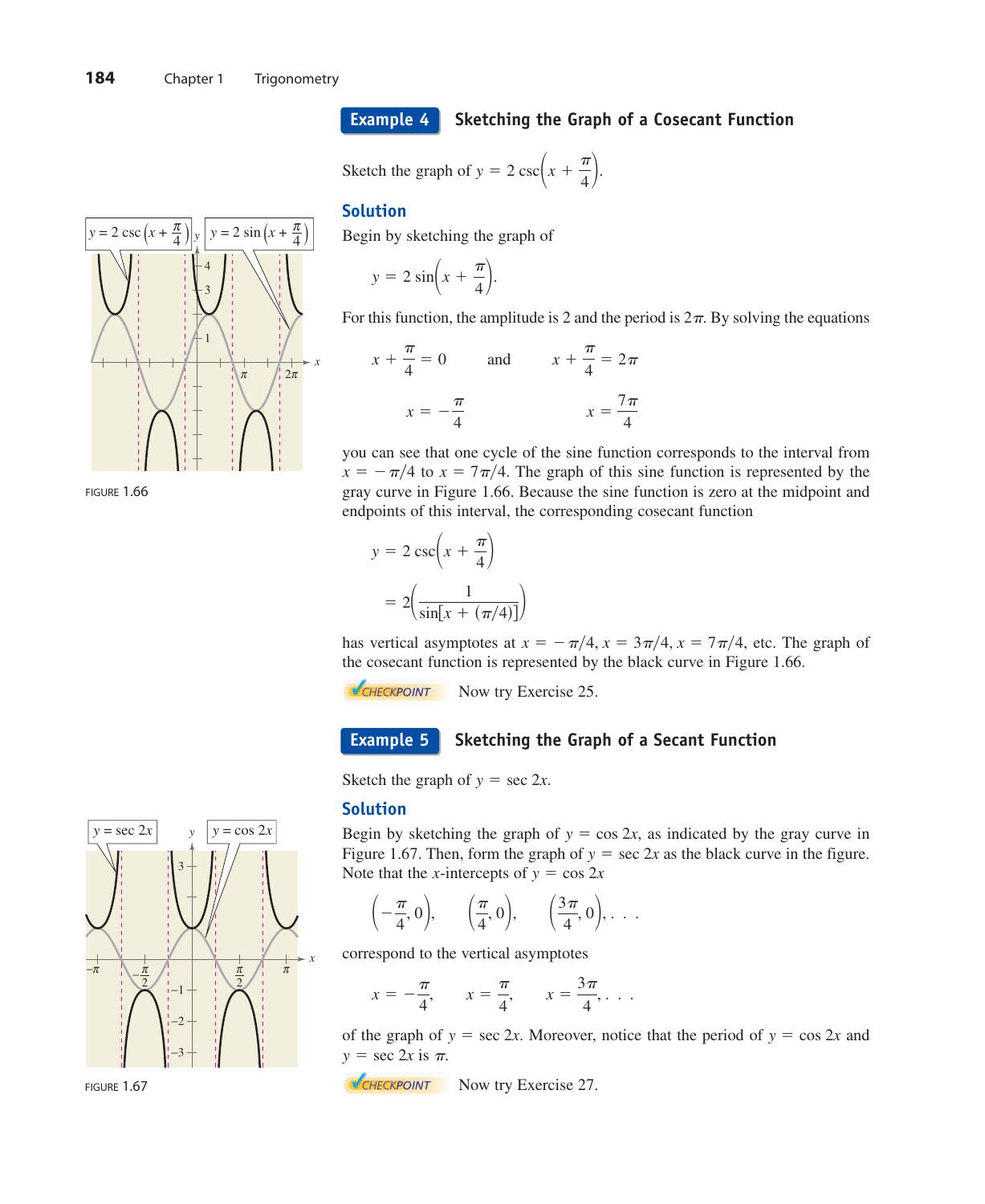## Example 4 Sketching the Graph of a Cosecant Function

Sketch the graph of $y = 2\csc\left(x + \frac{\pi}{4}\right)$.

### Solution

Begin by sketching the graph of

$$y = 2\sin\left(x + \frac{\pi}{4}\right).$$

For this function, the amplitude is 2 and the period is $2\pi$. By solving the equations

$$x + \frac{\pi}{4} = 0 \qquad \text{and} \qquad x + \frac{\pi}{4} = 2\pi$$

$$x = -\frac{\pi}{4} \qquad\qquad\qquad x = \frac{7\pi}{4}$$

you can see that one cycle of the sine function corresponds to the interval from $x = -\pi/4$ to $x = 7\pi/4$. The graph of this sine function is represented by the gray curve in Figure 1.66. Because the sine function is zero at the midpoint and endpoints of this interval, the corresponding cosecant function

$$y = 2\csc\left(x + \frac{\pi}{4}\right)$$

$$= 2\left(\frac{1}{\sin[x + (\pi/4)]}\right)$$

has vertical asymptotes at $x = -\pi/4$, $x = 3\pi/4$, $x = 7\pi/4$, etc. The graph of the cosecant function is represented by the black curve in Figure 1.66.

FIGURE 1.66

CHECKPOINT Now try Exercise 25.

## Example 5 Sketching the Graph of a Secant Function

Sketch the graph of $y = \sec 2x$.

### Solution

Begin by sketching the graph of $y = \cos 2x$, as indicated by the gray curve in Figure 1.67. Then, form the graph of $y = \sec 2x$ as the black curve in the figure. Note that the $x$-intercepts of $y = \cos 2x$

$$\left(-\frac{\pi}{4}, 0\right), \qquad \left(\frac{\pi}{4}, 0\right), \qquad \left(\frac{3\pi}{4}, 0\right), \ldots$$

correspond to the vertical asymptotes

$$x = -\frac{\pi}{4}, \qquad x = \frac{\pi}{4}, \qquad x = \frac{3\pi}{4}, \ldots$$

of the graph of $y = \sec 2x$. Moreover, notice that the period of $y = \cos 2x$ and $y = \sec 2x$ is $\pi$.

FIGURE 1.67

CHECKPOINT Now try Exercise 27.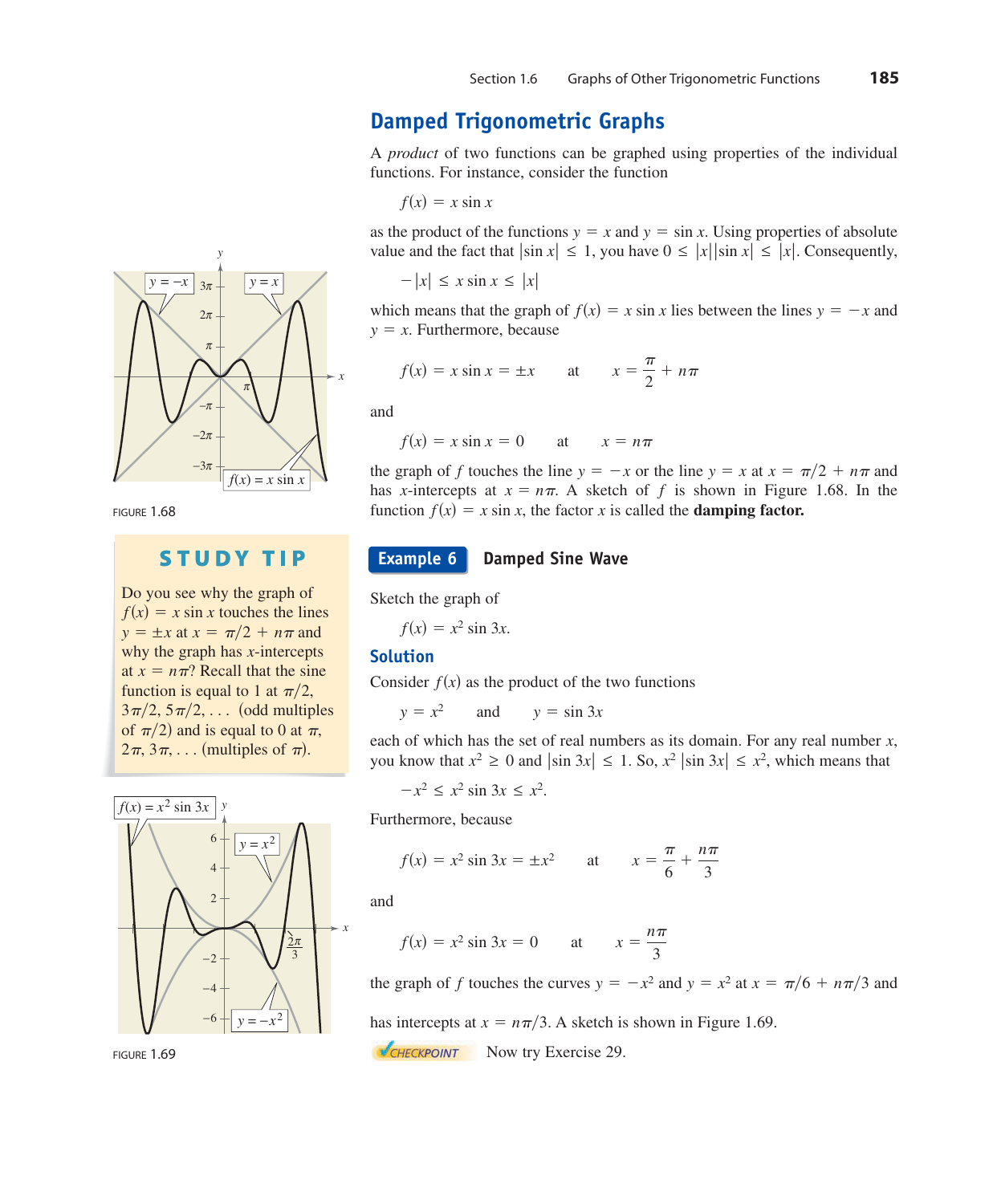## Damped Trigonometric Graphs

A *product* of two functions can be graphed using properties of the individual functions. For instance, consider the function

$$f(x) = x \sin x$$

as the product of the functions $y = x$ and $y = \sin x$. Using properties of absolute value and the fact that $|\sin x| \le 1$, you have $0 \le |x||\sin x| \le |x|$. Consequently,

$$-|x| \le x \sin x \le |x|$$

which means that the graph of $f(x) = x \sin x$ lies between the lines $y = -x$ and $y = x$. Furthermore, because

$$f(x) = x \sin x = \pm x \quad \text{at} \quad x = \frac{\pi}{2} + n\pi$$

and

$$f(x) = x \sin x = 0 \quad \text{at} \quad x = n\pi$$

the graph of $f$ touches the line $y = -x$ or the line $y = x$ at $x = \pi/2 + n\pi$ and has $x$-intercepts at $x = n\pi$. A sketch of $f$ is shown in Figure 1.68. In the function $f(x) = x \sin x$, the factor $x$ is called the **damping factor.**

FIGURE 1.68

**STUDY TIP**

Do you see why the graph of $f(x) = x \sin x$ touches the lines $y = \pm x$ at $x = \pi/2 + n\pi$ and why the graph has $x$-intercepts at $x = n\pi$? Recall that the sine function is equal to 1 at $\pi/2$, $3\pi/2, 5\pi/2, \ldots$ (odd multiples of $\pi/2$) and is equal to 0 at $\pi$, $2\pi, 3\pi, \ldots$ (multiples of $\pi$).

### Example 6 Damped Sine Wave

Sketch the graph of

$$f(x) = x^2 \sin 3x.$$

#### Solution

Consider $f(x)$ as the product of the two functions

$$y = x^2 \quad \text{and} \quad y = \sin 3x$$

each of which has the set of real numbers as its domain. For any real number $x$, you know that $x^2 \ge 0$ and $|\sin 3x| \le 1$. So, $x^2|\sin 3x| \le x^2$, which means that

$$-x^2 \le x^2 \sin 3x \le x^2.$$

Furthermore, because

$$f(x) = x^2 \sin 3x = \pm x^2 \quad \text{at} \quad x = \frac{\pi}{6} + \frac{n\pi}{3}$$

and

$$f(x) = x^2 \sin 3x = 0 \quad \text{at} \quad x = \frac{n\pi}{3}$$

the graph of $f$ touches the curves $y = -x^2$ and $y = x^2$ at $x = \pi/6 + n\pi/3$ and has intercepts at $x = n\pi/3$. A sketch is shown in Figure 1.69.

FIGURE 1.69

CHECKPOINT Now try Exercise 29.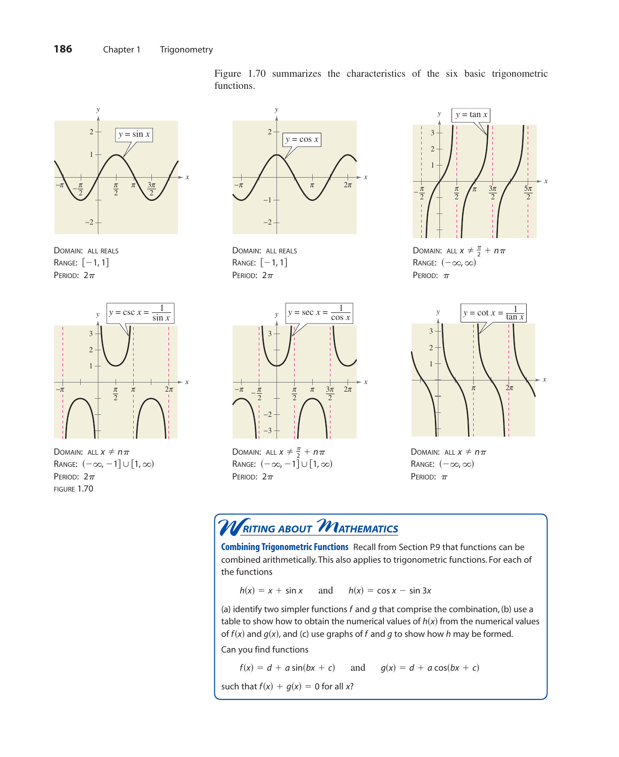Figure 1.70 summarizes the characteristics of the six basic trigonometric functions.

$y = \sin x$

DOMAIN: ALL REALS
RANGE: $[-1, 1]$
PERIOD: $2\pi$

$y = \cos x$

DOMAIN: ALL REALS
RANGE: $[-1, 1]$
PERIOD: $2\pi$

$y = \tan x$

DOMAIN: ALL $x \neq \frac{\pi}{2} + n\pi$
RANGE: $(-\infty, \infty)$
PERIOD: $\pi$

$y = \csc x = \dfrac{1}{\sin x}$

DOMAIN: ALL $x \neq n\pi$
RANGE: $(-\infty, -1] \cup [1, \infty)$
PERIOD: $2\pi$

$y = \sec x = \dfrac{1}{\cos x}$

DOMAIN: ALL $x \neq \frac{\pi}{2} + n\pi$
RANGE: $(-\infty, -1] \cup [1, \infty)$
PERIOD: $2\pi$

$y = \cot x = \dfrac{1}{\tan x}$

DOMAIN: ALL $x \neq n\pi$
RANGE: $(-\infty, \infty)$
PERIOD: $\pi$

FIGURE 1.70

## WRITING ABOUT MATHEMATICS

**Combining Trigonometric Functions** Recall from Section P.9 that functions can be combined arithmetically. This also applies to trigonometric functions. For each of the functions

$$h(x) = x + \sin x \qquad \text{and} \qquad h(x) = \cos x - \sin 3x$$

(a) identify two simpler functions $f$ and $g$ that comprise the combination, (b) use a table to show how to obtain the numerical values of $h(x)$ from the numerical values of $f(x)$ and $g(x)$, and (c) use graphs of $f$ and $g$ to show how $h$ may be formed.

Can you find functions

$$f(x) = d + a\sin(bx + c) \qquad \text{and} \qquad g(x) = d + a\cos(bx + c)$$

such that $f(x) + g(x) = 0$ for all $x$?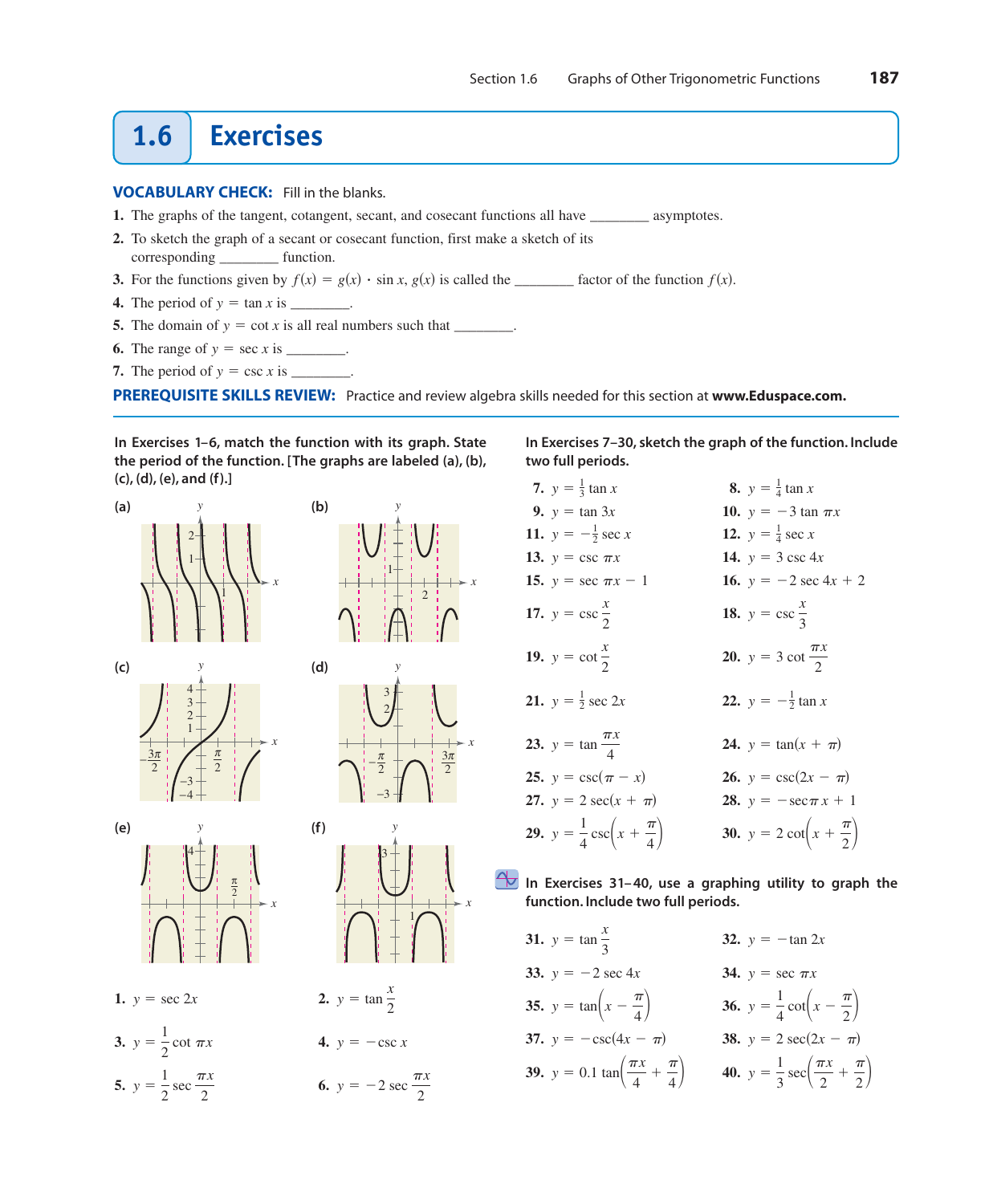## 1.6 Exercises

**VOCABULARY CHECK:** Fill in the blanks.

1. The graphs of the tangent, cotangent, secant, and cosecant functions all have ________ asymptotes.
2. To sketch the graph of a secant or cosecant function, first make a sketch of its corresponding ________ function.
3. For the functions given by $f(x) = g(x) \cdot \sin x$, $g(x)$ is called the ________ factor of the function $f(x)$.
4. The period of $y = \tan x$ is ________.
5. The domain of $y = \cot x$ is all real numbers such that ________.
6. The range of $y = \sec x$ is ________.
7. The period of $y = \csc x$ is ________.

**PREREQUISITE SKILLS REVIEW:** Practice and review algebra skills needed for this section at **www.Eduspace.com.**

**In Exercises 1–6, match the function with its graph. State the period of the function. [The graphs are labeled (a), (b), (c), (d), (e), and (f).]**

(a) (b) (c) (d) (e) (f)

1. $y = \sec 2x$
2. $y = \tan \dfrac{x}{2}$
3. $y = \dfrac{1}{2}\cot \pi x$
4. $y = -\csc x$
5. $y = \dfrac{1}{2}\sec \dfrac{\pi x}{2}$
6. $y = -2\sec \dfrac{\pi x}{2}$

**In Exercises 7–30, sketch the graph of the function. Include two full periods.**

7. $y = \frac{1}{3}\tan x$
8. $y = \frac{1}{4}\tan x$
9. $y = \tan 3x$
10. $y = -3\tan \pi x$
11. $y = -\frac{1}{2}\sec x$
12. $y = \frac{1}{4}\sec x$
13. $y = \csc \pi x$
14. $y = 3\csc 4x$
15. $y = \sec \pi x - 1$
16. $y = -2\sec 4x + 2$
17. $y = \csc \dfrac{x}{2}$
18. $y = \csc \dfrac{x}{3}$
19. $y = \cot \dfrac{x}{2}$
20. $y = 3\cot \dfrac{\pi x}{2}$
21. $y = \frac{1}{2}\sec 2x$
22. $y = -\frac{1}{2}\tan x$
23. $y = \tan \dfrac{\pi x}{4}$
24. $y = \tan(x + \pi)$
25. $y = \csc(\pi - x)$
26. $y = \csc(2x - \pi)$
27. $y = 2\sec(x + \pi)$
28. $y = -\sec \pi x + 1$
29. $y = \dfrac{1}{4}\csc\left(x + \dfrac{\pi}{4}\right)$
30. $y = 2\cot\left(x + \dfrac{\pi}{2}\right)$

**In Exercises 31–40, use a graphing utility to graph the function. Include two full periods.**

31. $y = \tan \dfrac{x}{3}$
32. $y = -\tan 2x$
33. $y = -2\sec 4x$
34. $y = \sec \pi x$
35. $y = \tan\left(x - \dfrac{\pi}{4}\right)$
36. $y = \dfrac{1}{4}\cot\left(x - \dfrac{\pi}{2}\right)$
37. $y = -\csc(4x - \pi)$
38. $y = 2\sec(2x - \pi)$
39. $y = 0.1\tan\left(\dfrac{\pi x}{4} + \dfrac{\pi}{4}\right)$
40. $y = \dfrac{1}{3}\sec\left(\dfrac{\pi x}{2} + \dfrac{\pi}{2}\right)$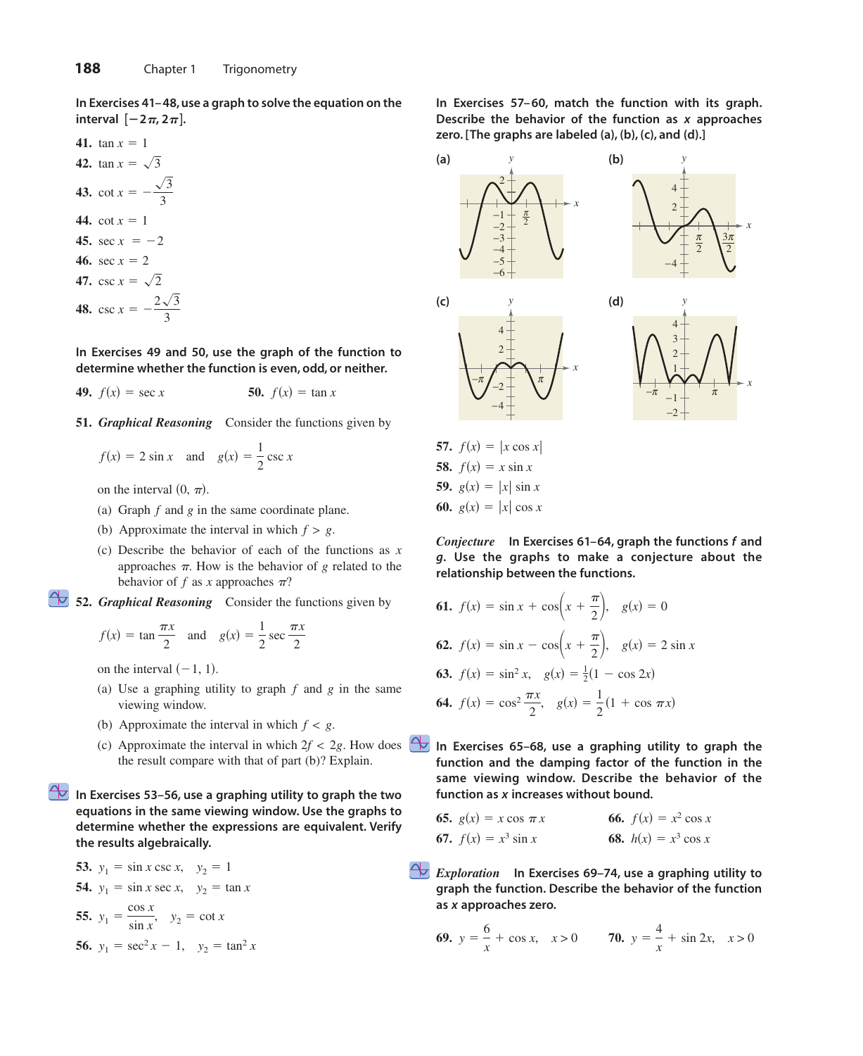**In Exercises 41–48, use a graph to solve the equation on the interval $[-2\pi, 2\pi]$.**

**41.** $\tan x = 1$

**42.** $\tan x = \sqrt{3}$

**43.** $\cot x = -\frac{\sqrt{3}}{3}$

**44.** $\cot x = 1$

**45.** $\sec x = -2$

**46.** $\sec x = 2$

**47.** $\csc x = \sqrt{2}$

**48.** $\csc x = -\frac{2\sqrt{3}}{3}$

**In Exercises 49 and 50, use the graph of the function to determine whether the function is even, odd, or neither.**

**49.** $f(x) = \sec x$

**50.** $f(x) = \tan x$

**51.** ***Graphical Reasoning*** Consider the functions given by

$$f(x) = 2 \sin x \quad \text{and} \quad g(x) = \frac{1}{2} \csc x$$

on the interval $(0, \pi)$.

(a) Graph $f$ and $g$ in the same coordinate plane.

(b) Approximate the interval in which $f > g$.

(c) Describe the behavior of each of the functions as $x$ approaches $\pi$. How is the behavior of $g$ related to the behavior of $f$ as $x$ approaches $\pi$?

**52.** ***Graphical Reasoning*** Consider the functions given by

$$f(x) = \tan \frac{\pi x}{2} \quad \text{and} \quad g(x) = \frac{1}{2} \sec \frac{\pi x}{2}$$

on the interval $(-1, 1)$.

(a) Use a graphing utility to graph $f$ and $g$ in the same viewing window.

(b) Approximate the interval in which $f < g$.

(c) Approximate the interval in which $2f < 2g$. How does the result compare with that of part (b)? Explain.

**In Exercises 53–56, use a graphing utility to graph the two equations in the same viewing window. Use the graphs to determine whether the expressions are equivalent. Verify the results algebraically.**

**53.** $y_1 = \sin x \csc x, \quad y_2 = 1$

**54.** $y_1 = \sin x \sec x, \quad y_2 = \tan x$

**55.** $y_1 = \frac{\cos x}{\sin x}, \quad y_2 = \cot x$

**56.** $y_1 = \sec^2 x - 1, \quad y_2 = \tan^2 x$

**In Exercises 57–60, match the function with its graph. Describe the behavior of the function as $x$ approaches zero. [The graphs are labeled (a), (b), (c), and (d).]**

**57.** $f(x) = |x \cos x|$

**58.** $f(x) = x \sin x$

**59.** $g(x) = |x| \sin x$

**60.** $g(x) = |x| \cos x$

***Conjecture*** **In Exercises 61–64, graph the functions $f$ and $g$. Use the graphs to make a conjecture about the relationship between the functions.**

**61.** $f(x) = \sin x + \cos\left(x + \frac{\pi}{2}\right), \quad g(x) = 0$

**62.** $f(x) = \sin x - \cos\left(x + \frac{\pi}{2}\right), \quad g(x) = 2 \sin x$

**63.** $f(x) = \sin^2 x, \quad g(x) = \frac{1}{2}(1 - \cos 2x)$

**64.** $f(x) = \cos^2 \frac{\pi x}{2}, \quad g(x) = \frac{1}{2}(1 + \cos \pi x)$

**In Exercises 65–68, use a graphing utility to graph the function and the damping factor of the function in the same viewing window. Describe the behavior of the function as $x$ increases without bound.**

**65.** $g(x) = x \cos \pi x$

**66.** $f(x) = x^2 \cos x$

**67.** $f(x) = x^3 \sin x$

**68.** $h(x) = x^3 \cos x$

***Exploration*** **In Exercises 69–74, use a graphing utility to graph the function. Describe the behavior of the function as $x$ approaches zero.**

**69.** $y = \frac{6}{x} + \cos x, \quad x > 0$

**70.** $y = \frac{4}{x} + \sin 2x, \quad x > 0$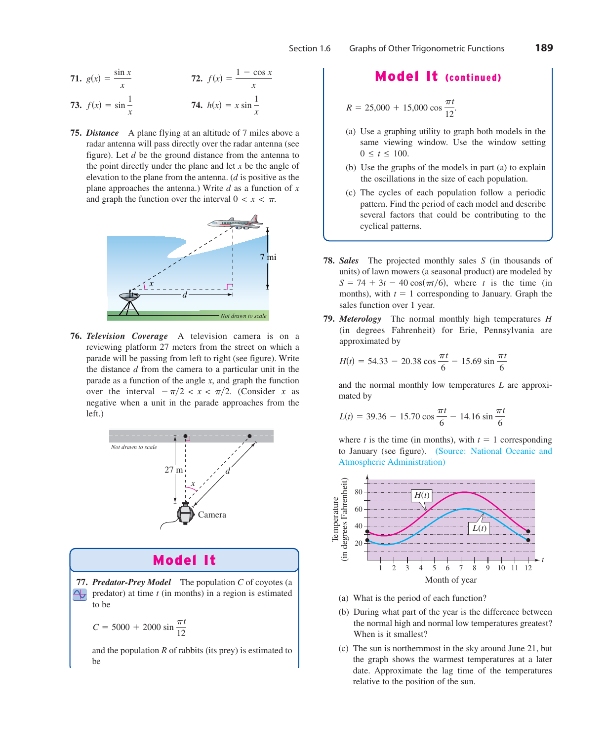**71.** $g(x) = \dfrac{\sin x}{x}$

**72.** $f(x) = \dfrac{1 - \cos x}{x}$

**73.** $f(x) = \sin \dfrac{1}{x}$

**74.** $h(x) = x \sin \dfrac{1}{x}$

**75.** ***Distance*** A plane flying at an altitude of 7 miles above a radar antenna will pass directly over the radar antenna (see figure). Let $d$ be the ground distance from the antenna to the point directly under the plane and let $x$ be the angle of elevation to the plane from the antenna. ($d$ is positive as the plane approaches the antenna.) Write $d$ as a function of $x$ and graph the function over the interval $0 < x < \pi$.

7 mi

*Not drawn to scale*

**76.** ***Television Coverage*** A television camera is on a reviewing platform 27 meters from the street on which a parade will be passing from left to right (see figure). Write the distance $d$ from the camera to a particular unit in the parade as a function of the angle $x$, and graph the function over the interval $-\pi/2 < x < \pi/2$. (Consider $x$ as negative when a unit in the parade approaches from the left.)

*Not drawn to scale*

27 m

Camera

## Model It

**77.** ***Predator-Prey Model*** The population $C$ of coyotes (a predator) at time $t$ (in months) in a region is estimated to be

$$C = 5000 + 2000 \sin \frac{\pi t}{12}$$

and the population $R$ of rabbits (its prey) is estimated to be

$$R = 25{,}000 + 15{,}000 \cos \frac{\pi t}{12}.$$

(a) Use a graphing utility to graph both models in the same viewing window. Use the window setting $0 \le t \le 100$.

(b) Use the graphs of the models in part (a) to explain the oscillations in the size of each population.

(c) The cycles of each population follow a periodic pattern. Find the period of each model and describe several factors that could be contributing to the cyclical patterns.

**78.** ***Sales*** The projected monthly sales $S$ (in thousands of units) of lawn mowers (a seasonal product) are modeled by $S = 74 + 3t - 40 \cos(\pi t/6)$, where $t$ is the time (in months), with $t = 1$ corresponding to January. Graph the sales function over 1 year.

**79.** ***Meterology*** The normal monthly high temperatures $H$ (in degrees Fahrenheit) for Erie, Pennsylvania are approximated by

$$H(t) = 54.33 - 20.38 \cos \frac{\pi t}{6} - 15.69 \sin \frac{\pi t}{6}$$

and the normal monthly low temperatures $L$ are approximated by

$$L(t) = 39.36 - 15.70 \cos \frac{\pi t}{6} - 14.16 \sin \frac{\pi t}{6}$$

where $t$ is the time (in months), with $t = 1$ corresponding to January (see figure). (Source: National Oceanic and Atmospheric Administration)

Temperature (in degrees Fahrenheit)

Month of year

(a) What is the period of each function?

(b) During what part of the year is the difference between the normal high and normal low temperatures greatest? When is it smallest?

(c) The sun is northernmost in the sky around June 21, but the graph shows the warmest temperatures at a later date. Approximate the lag time of the temperatures relative to the position of the sun.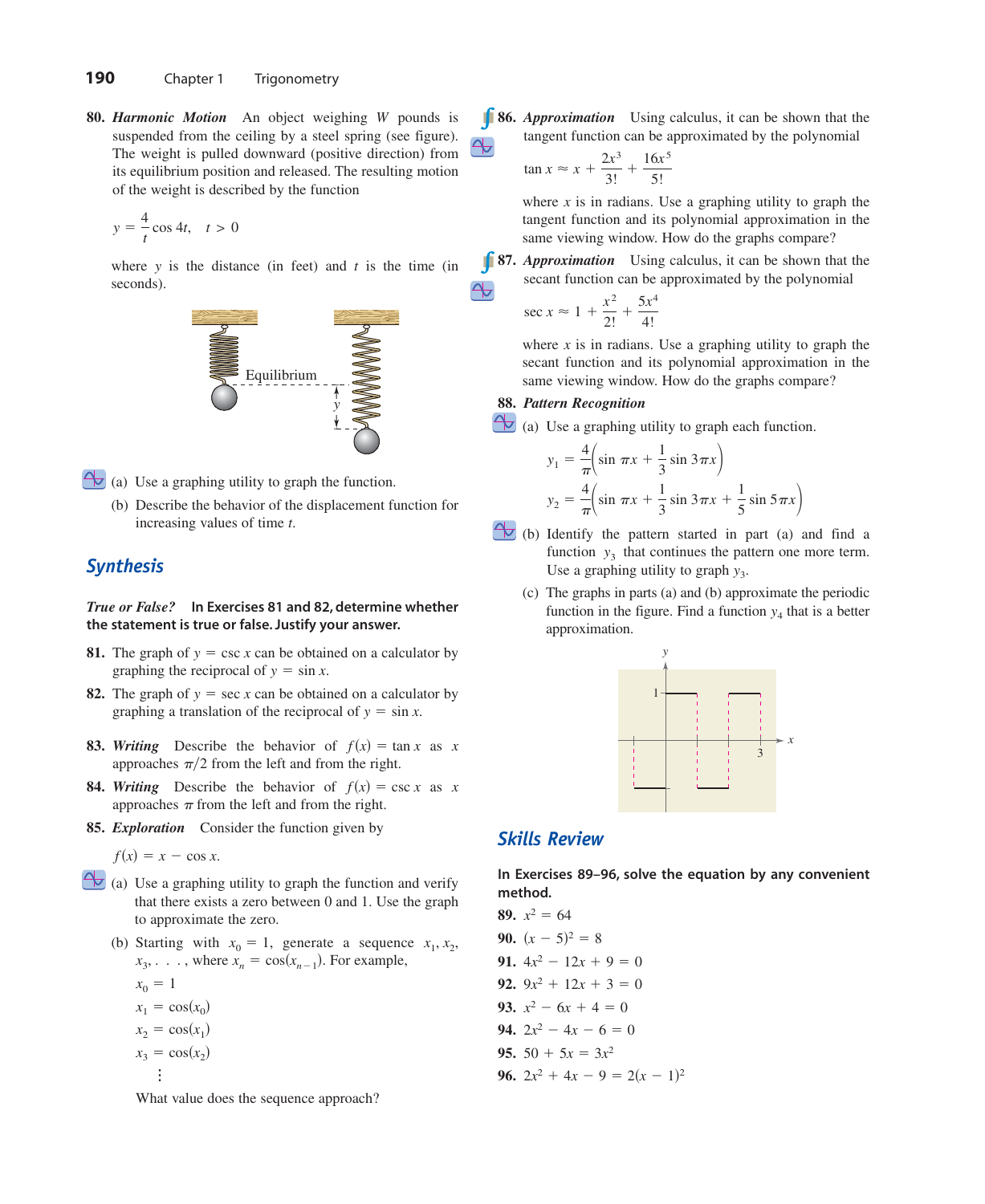**80. *Harmonic Motion*** An object weighing $W$ pounds is suspended from the ceiling by a steel spring (see figure). The weight is pulled downward (positive direction) from its equilibrium position and released. The resulting motion of the weight is described by the function

$$y = \frac{4}{t}\cos 4t, \quad t > 0$$

where $y$ is the distance (in feet) and $t$ is the time (in seconds).

Equilibrium

$y$

(a) Use a graphing utility to graph the function.

(b) Describe the behavior of the displacement function for increasing values of time $t$.

## Synthesis

***True or False?*** **In Exercises 81 and 82, determine whether the statement is true or false. Justify your answer.**

**81.** The graph of $y = \csc x$ can be obtained on a calculator by graphing the reciprocal of $y = \sin x$.

**82.** The graph of $y = \sec x$ can be obtained on a calculator by graphing a translation of the reciprocal of $y = \sin x$.

**83. *Writing*** Describe the behavior of $f(x) = \tan x$ as $x$ approaches $\pi/2$ from the left and from the right.

**84. *Writing*** Describe the behavior of $f(x) = \csc x$ as $x$ approaches $\pi$ from the left and from the right.

**85. *Exploration*** Consider the function given by

$$f(x) = x - \cos x.$$

(a) Use a graphing utility to graph the function and verify that there exists a zero between 0 and 1. Use the graph to approximate the zero.

(b) Starting with $x_0 = 1$, generate a sequence $x_1, x_2, x_3, \ldots$, where $x_n = \cos(x_{n-1})$. For example,

$x_0 = 1$

$x_1 = \cos(x_0)$

$x_2 = \cos(x_1)$

$x_3 = \cos(x_2)$

$\vdots$

What value does the sequence approach?

**86. *Approximation*** Using calculus, it can be shown that the tangent function can be approximated by the polynomial

$$\tan x \approx x + \frac{2x^3}{3!} + \frac{16x^5}{5!}$$

where $x$ is in radians. Use a graphing utility to graph the tangent function and its polynomial approximation in the same viewing window. How do the graphs compare?

**87. *Approximation*** Using calculus, it can be shown that the secant function can be approximated by the polynomial

$$\sec x \approx 1 + \frac{x^2}{2!} + \frac{5x^4}{4!}$$

where $x$ is in radians. Use a graphing utility to graph the secant function and its polynomial approximation in the same viewing window. How do the graphs compare?

**88. *Pattern Recognition***

(a) Use a graphing utility to graph each function.

$$y_1 = \frac{4}{\pi}\left(\sin \pi x + \frac{1}{3}\sin 3\pi x\right)$$

$$y_2 = \frac{4}{\pi}\left(\sin \pi x + \frac{1}{3}\sin 3\pi x + \frac{1}{5}\sin 5\pi x\right)$$

(b) Identify the pattern started in part (a) and find a function $y_3$ that continues the pattern one more term. Use a graphing utility to graph $y_3$.

(c) The graphs in parts (a) and (b) approximate the periodic function in the figure. Find a function $y_4$ that is a better approximation.

y

1

3

x

## Skills Review

**In Exercises 89–96, solve the equation by any convenient method.**

**89.** $x^2 = 64$

**90.** $(x - 5)^2 = 8$

**91.** $4x^2 - 12x + 9 = 0$

**92.** $9x^2 + 12x + 3 = 0$

**93.** $x^2 - 6x + 4 = 0$

**94.** $2x^2 - 4x - 6 = 0$

**95.** $50 + 5x = 3x^2$

**96.** $2x^2 + 4x - 9 = 2(x - 1)^2$